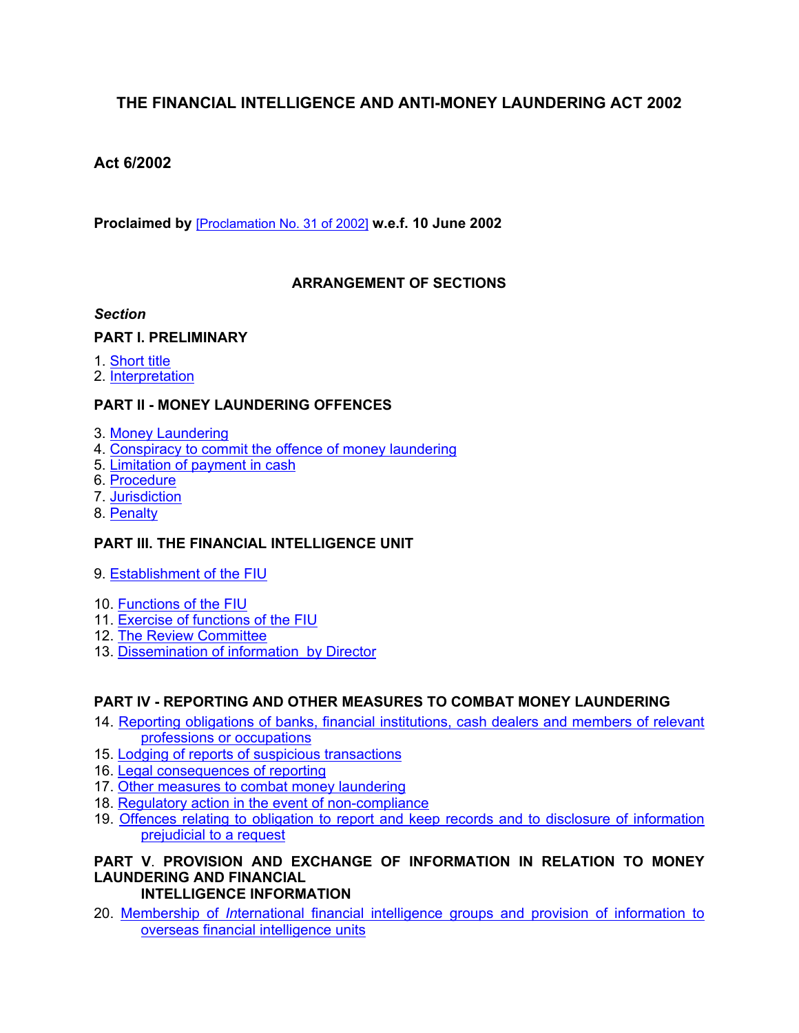# THE FINANCIAL INTELLIGENCE AND ANTI-MONEY LAUNDERING ACT 2002

**Act 6/2002**

**Proclaimed by** [Proclamation No. 31 of 2002] **w.e.f. 10 June 2002**

## ARRANGEMENT OF SECTIONS

***Section***

**PART I. PRELIMINARY**

1. Short title
2. Interpretation

**PART II - MONEY LAUNDERING OFFENCES**

3. Money Laundering
4. Conspiracy to commit the offence of money laundering
5. Limitation of payment in cash
6. Procedure
7. Jurisdiction
8. Penalty

**PART III. THE FINANCIAL INTELLIGENCE UNIT**

9. Establishment of the FIU
10. Functions of the FIU
11. Exercise of functions of the FIU
12. The Review Committee
13. Dissemination of information by Director

**PART IV - REPORTING AND OTHER MEASURES TO COMBAT MONEY LAUNDERING**

14. Reporting obligations of banks, financial institutions, cash dealers and members of relevant professions or occupations
15. Lodging of reports of suspicious transactions
16. Legal consequences of reporting
17. Other measures to combat money laundering
18. Regulatory action in the event of non-compliance
19. Offences relating to obligation to report and keep records and to disclosure of information prejudicial to a request

**PART V. PROVISION AND EXCHANGE OF INFORMATION IN RELATION TO MONEY LAUNDERING AND FINANCIAL INTELLIGENCE INFORMATION**

20. Membership of *In*ternational financial intelligence groups and provision of information to overseas financial intelligence units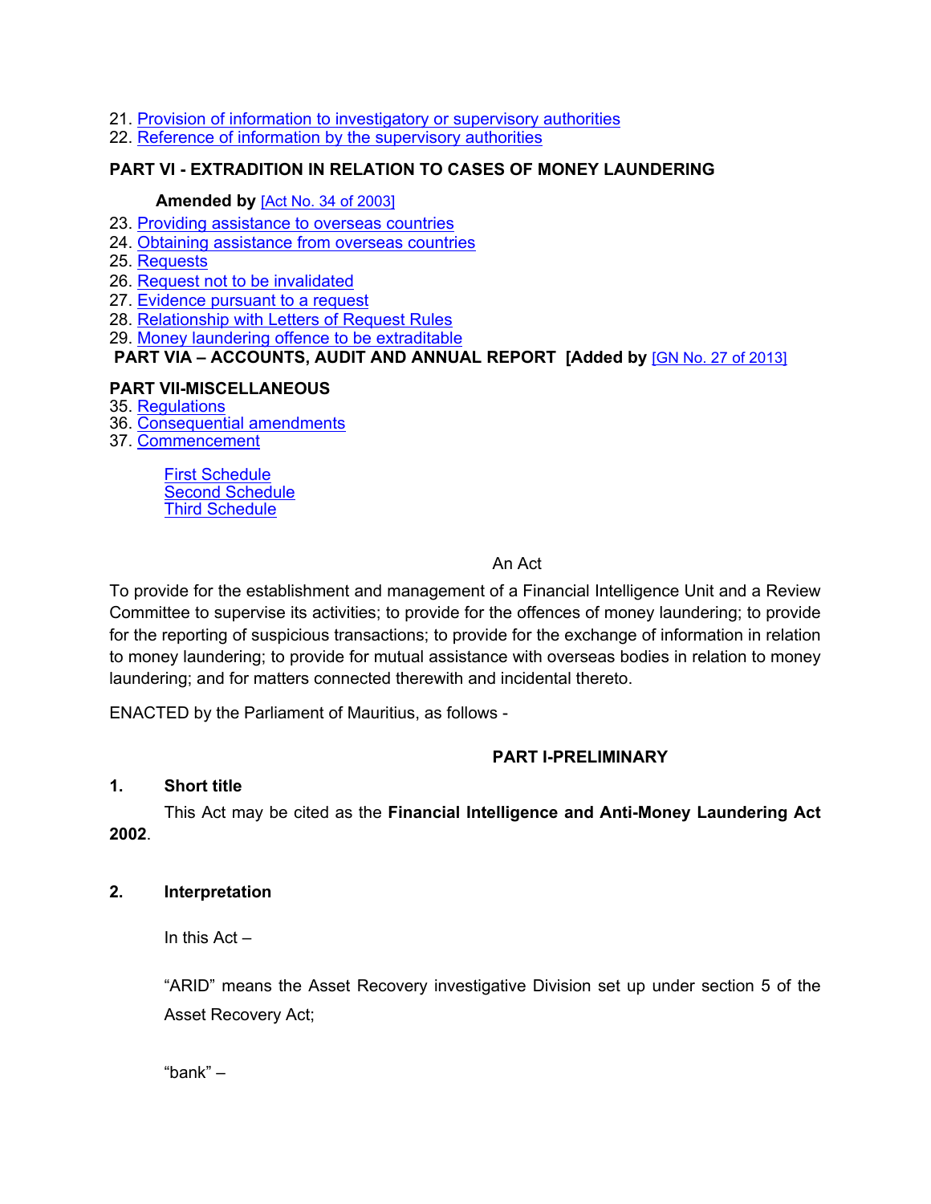21. Provision of information to investigatory or supervisory authorities
22. Reference of information by the supervisory authorities

**PART VI - EXTRADITION IN RELATION TO CASES OF MONEY LAUNDERING**

**Amended by** [Act No. 34 of 2003]

23. Providing assistance to overseas countries
24. Obtaining assistance from overseas countries
25. Requests
26. Request not to be invalidated
27. Evidence pursuant to a request
28. Relationship with Letters of Request Rules
29. Money laundering offence to be extraditable

**PART VIA – ACCOUNTS, AUDIT AND ANNUAL REPORT [Added by** [GN No. 27 of 2013]

**PART VII-MISCELLANEOUS**

35. Regulations
36. Consequential amendments
37. Commencement

First Schedule
Second Schedule
Third Schedule

An Act

To provide for the establishment and management of a Financial Intelligence Unit and a Review Committee to supervise its activities; to provide for the offences of money laundering; to provide for the reporting of suspicious transactions; to provide for the exchange of information in relation to money laundering; to provide for mutual assistance with overseas bodies in relation to money laundering; and for matters connected therewith and incidental thereto.

ENACTED by the Parliament of Mauritius, as follows -

## PART I-PRELIMINARY

### 1. Short title

This Act may be cited as the **Financial Intelligence and Anti-Money Laundering Act 2002**.

### 2. Interpretation

In this Act –

"ARID" means the Asset Recovery investigative Division set up under section 5 of the Asset Recovery Act;

"bank" –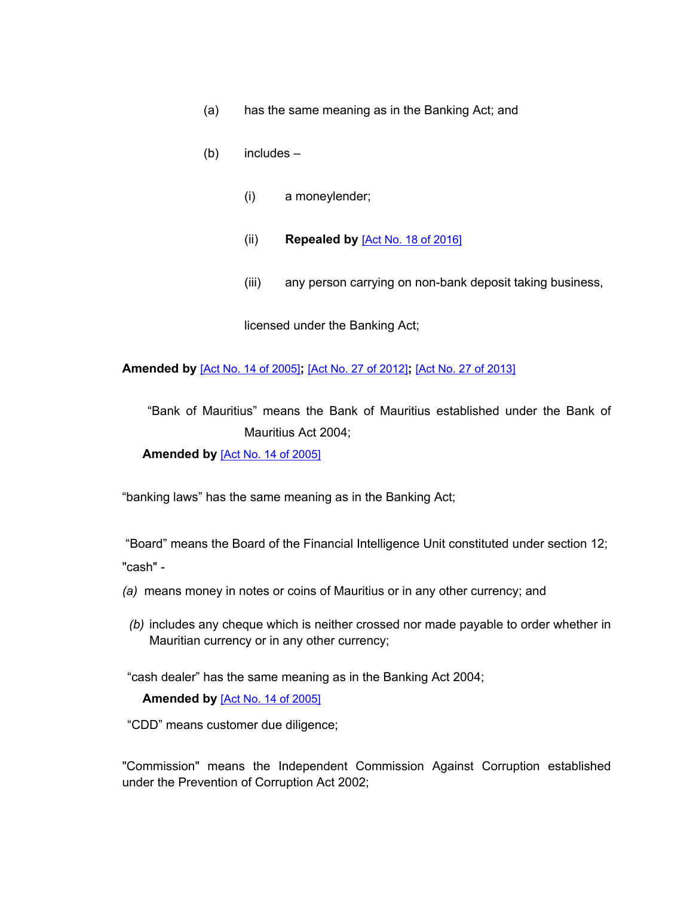(a) has the same meaning as in the Banking Act; and

(b) includes –

(i) a moneylender;

(ii) **Repealed by** [Act No. 18 of 2016]

(iii) any person carrying on non-bank deposit taking business,

licensed under the Banking Act;

**Amended by** [Act No. 14 of 2005]**;** [Act No. 27 of 2012]**;** [Act No. 27 of 2013]

"Bank of Mauritius" means the Bank of Mauritius established under the Bank of Mauritius Act 2004;

**Amended by** [Act No. 14 of 2005]

"banking laws" has the same meaning as in the Banking Act;

"Board" means the Board of the Financial Intelligence Unit constituted under section 12;

"cash" -

*(a)* means money in notes or coins of Mauritius or in any other currency; and

*(b)* includes any cheque which is neither crossed nor made payable to order whether in Mauritian currency or in any other currency;

"cash dealer" has the same meaning as in the Banking Act 2004;

**Amended by** [Act No. 14 of 2005]

"CDD" means customer due diligence;

"Commission" means the Independent Commission Against Corruption established under the Prevention of Corruption Act 2002;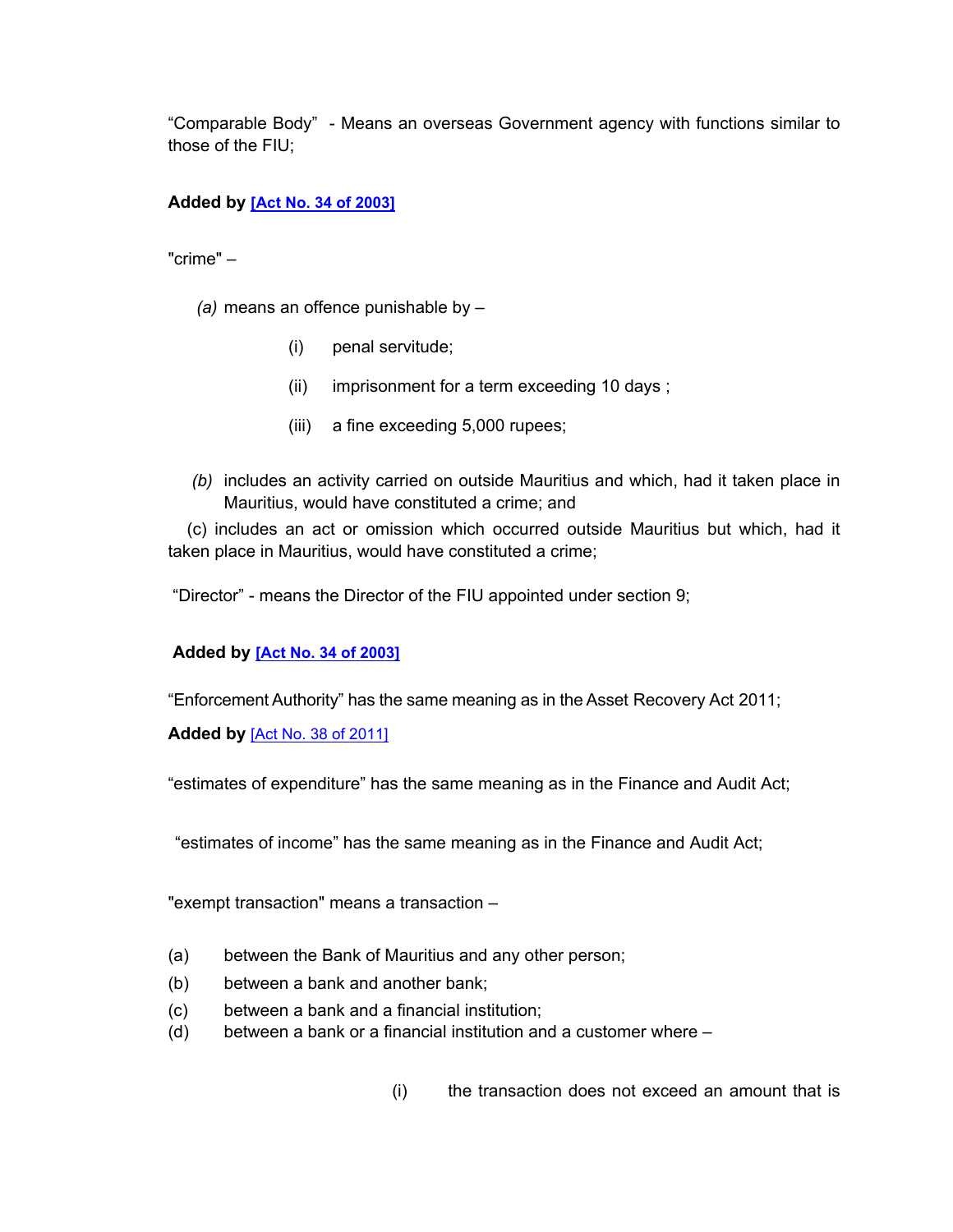“Comparable Body” - Means an overseas Government agency with functions similar to those of the FIU;

**Added by [Act No. 34 of 2003]**

"crime" –

*(a)* means an offence punishable by –

(i) penal servitude;

(ii) imprisonment for a term exceeding 10 days ;

(iii) a fine exceeding 5,000 rupees;

*(b)* includes an activity carried on outside Mauritius and which, had it taken place in Mauritius, would have constituted a crime; and

(c) includes an act or omission which occurred outside Mauritius but which, had it taken place in Mauritius, would have constituted a crime;

“Director” - means the Director of the FIU appointed under section 9;

**Added by [Act No. 34 of 2003]**

“Enforcement Authority” has the same meaning as in the Asset Recovery Act 2011;

**Added by** [Act No. 38 of 2011]

“estimates of expenditure” has the same meaning as in the Finance and Audit Act;

“estimates of income” has the same meaning as in the Finance and Audit Act;

"exempt transaction" means a transaction –

(a) between the Bank of Mauritius and any other person;

(b) between a bank and another bank;

(c) between a bank and a financial institution;

(d) between a bank or a financial institution and a customer where –

(i) the transaction does not exceed an amount that is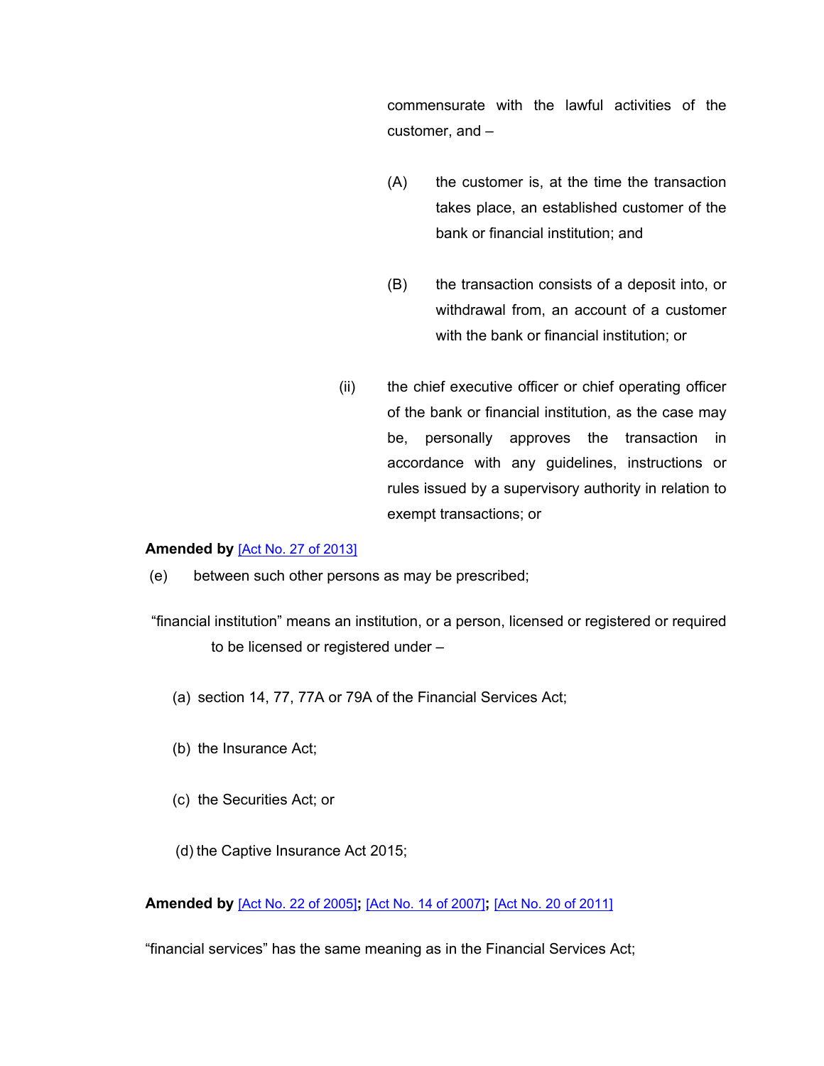commensurate with the lawful activities of the customer, and –

(A) the customer is, at the time the transaction takes place, an established customer of the bank or financial institution; and

(B) the transaction consists of a deposit into, or withdrawal from, an account of a customer with the bank or financial institution; or

(ii) the chief executive officer or chief operating officer of the bank or financial institution, as the case may be, personally approves the transaction in accordance with any guidelines, instructions or rules issued by a supervisory authority in relation to exempt transactions; or

**Amended by** [Act No. 27 of 2013]

(e) between such other persons as may be prescribed;

"financial institution" means an institution, or a person, licensed or registered or required to be licensed or registered under –

(a) section 14, 77, 77A or 79A of the Financial Services Act;

(b) the Insurance Act;

(c) the Securities Act; or

(d) the Captive Insurance Act 2015;

**Amended by** [Act No. 22 of 2005]**;** [Act No. 14 of 2007]**;** [Act No. 20 of 2011]

"financial services" has the same meaning as in the Financial Services Act;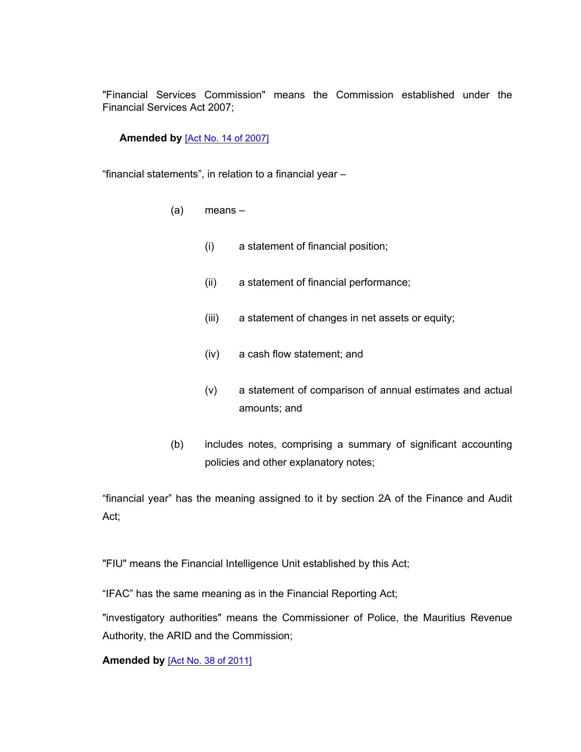"Financial Services Commission" means the Commission established under the Financial Services Act 2007;

**Amended by** [Act No. 14 of 2007]

“financial statements”, in relation to a financial year –

(a) means –

(i) a statement of financial position;

(ii) a statement of financial performance;

(iii) a statement of changes in net assets or equity;

(iv) a cash flow statement; and

(v) a statement of comparison of annual estimates and actual amounts; and

(b) includes notes, comprising a summary of significant accounting policies and other explanatory notes;

“financial year” has the meaning assigned to it by section 2A of the Finance and Audit Act;

"FIU" means the Financial Intelligence Unit established by this Act;

“IFAC” has the same meaning as in the Financial Reporting Act;

"investigatory authorities" means the Commissioner of Police, the Mauritius Revenue Authority, the ARID and the Commission;

**Amended by** [Act No. 38 of 2011]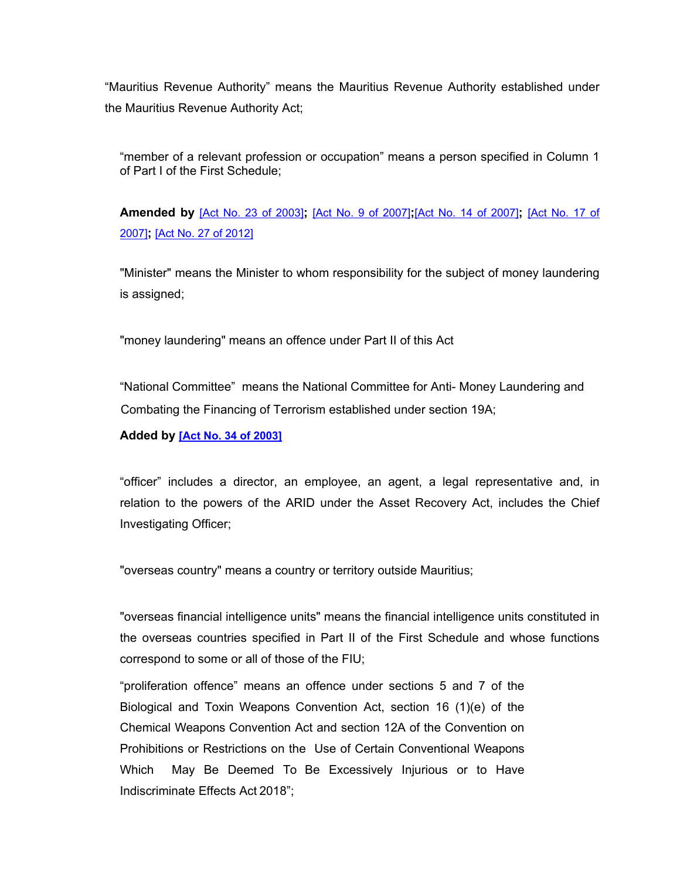"Mauritius Revenue Authority" means the Mauritius Revenue Authority established under the Mauritius Revenue Authority Act;

"member of a relevant profession or occupation" means a person specified in Column 1 of Part I of the First Schedule;

**Amended by** [Act No. 23 of 2003]**;** [Act No. 9 of 2007]**;**[Act No. 14 of 2007]**;** [Act No. 17 of 2007]**;** [Act No. 27 of 2012]

"Minister" means the Minister to whom responsibility for the subject of money laundering is assigned;

"money laundering" means an offence under Part II of this Act

"National Committee" means the National Committee for Anti- Money Laundering and Combating the Financing of Terrorism established under section 19A;

**Added by [Act No. 34 of 2003]**

"officer" includes a director, an employee, an agent, a legal representative and, in relation to the powers of the ARID under the Asset Recovery Act, includes the Chief Investigating Officer;

"overseas country" means a country or territory outside Mauritius;

"overseas financial intelligence units" means the financial intelligence units constituted in the overseas countries specified in Part II of the First Schedule and whose functions correspond to some or all of those of the FIU;

"proliferation offence" means an offence under sections 5 and 7 of the Biological and Toxin Weapons Convention Act, section 16 (1)(e) of the Chemical Weapons Convention Act and section 12A of the Convention on Prohibitions or Restrictions on the Use of Certain Conventional Weapons Which May Be Deemed To Be Excessively Injurious or to Have Indiscriminate Effects Act 2018";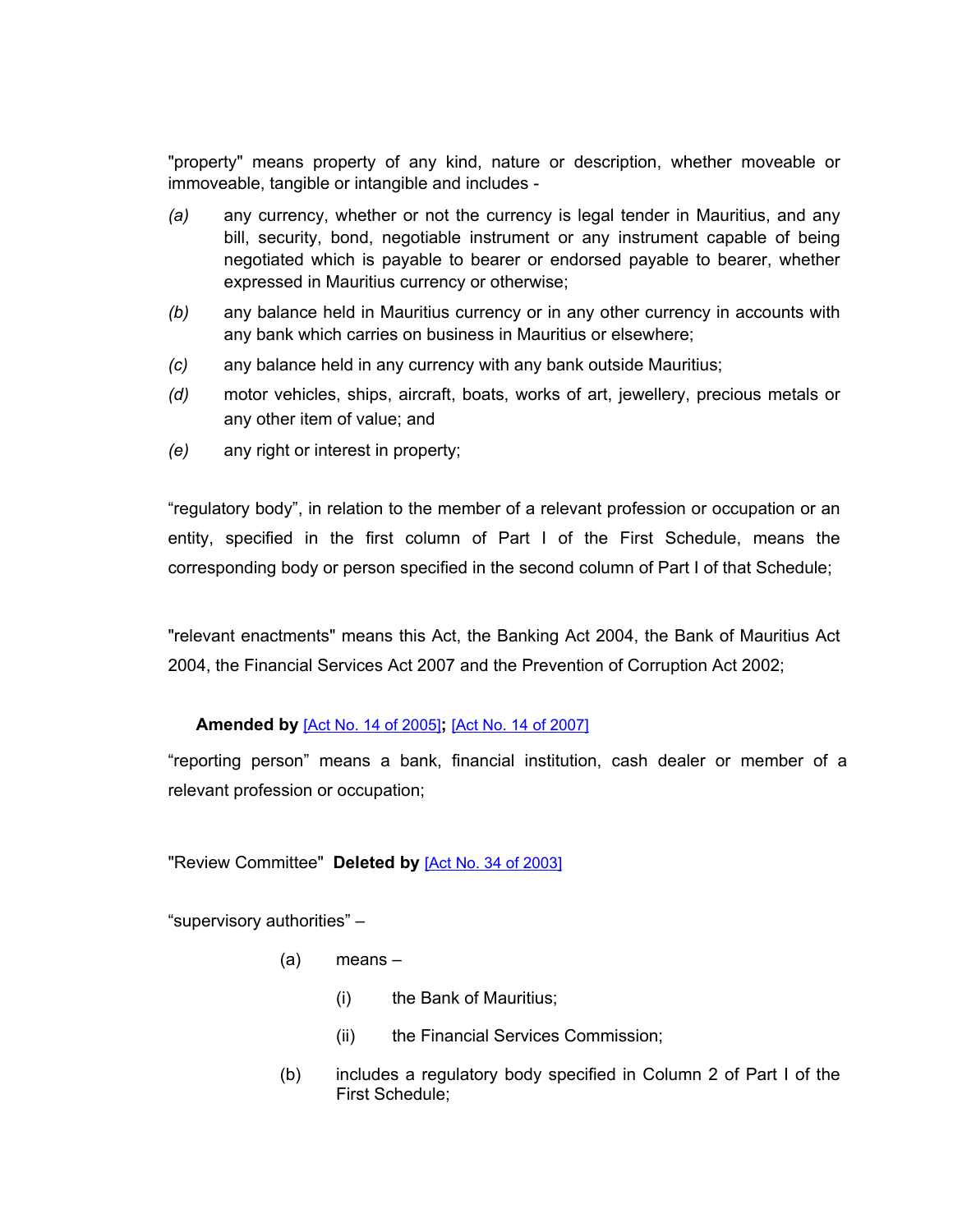"property" means property of any kind, nature or description, whether moveable or immoveable, tangible or intangible and includes -

*(a)* any currency, whether or not the currency is legal tender in Mauritius, and any bill, security, bond, negotiable instrument or any instrument capable of being negotiated which is payable to bearer or endorsed payable to bearer, whether expressed in Mauritius currency or otherwise;

*(b)* any balance held in Mauritius currency or in any other currency in accounts with any bank which carries on business in Mauritius or elsewhere;

*(c)* any balance held in any currency with any bank outside Mauritius;

*(d)* motor vehicles, ships, aircraft, boats, works of art, jewellery, precious metals or any other item of value; and

*(e)* any right or interest in property;

“regulatory body”, in relation to the member of a relevant profession or occupation or an entity, specified in the first column of Part I of the First Schedule, means the corresponding body or person specified in the second column of Part I of that Schedule;

"relevant enactments" means this Act, the Banking Act 2004, the Bank of Mauritius Act 2004, the Financial Services Act 2007 and the Prevention of Corruption Act 2002;

**Amended by** [Act No. 14 of 2005]**;** [Act No. 14 of 2007]

“reporting person” means a bank, financial institution, cash dealer or member of a relevant profession or occupation;

"Review Committee" **Deleted by** [Act No. 34 of 2003]

“supervisory authorities” –

(a) means –

(i) the Bank of Mauritius;

(ii) the Financial Services Commission;

(b) includes a regulatory body specified in Column 2 of Part I of the First Schedule;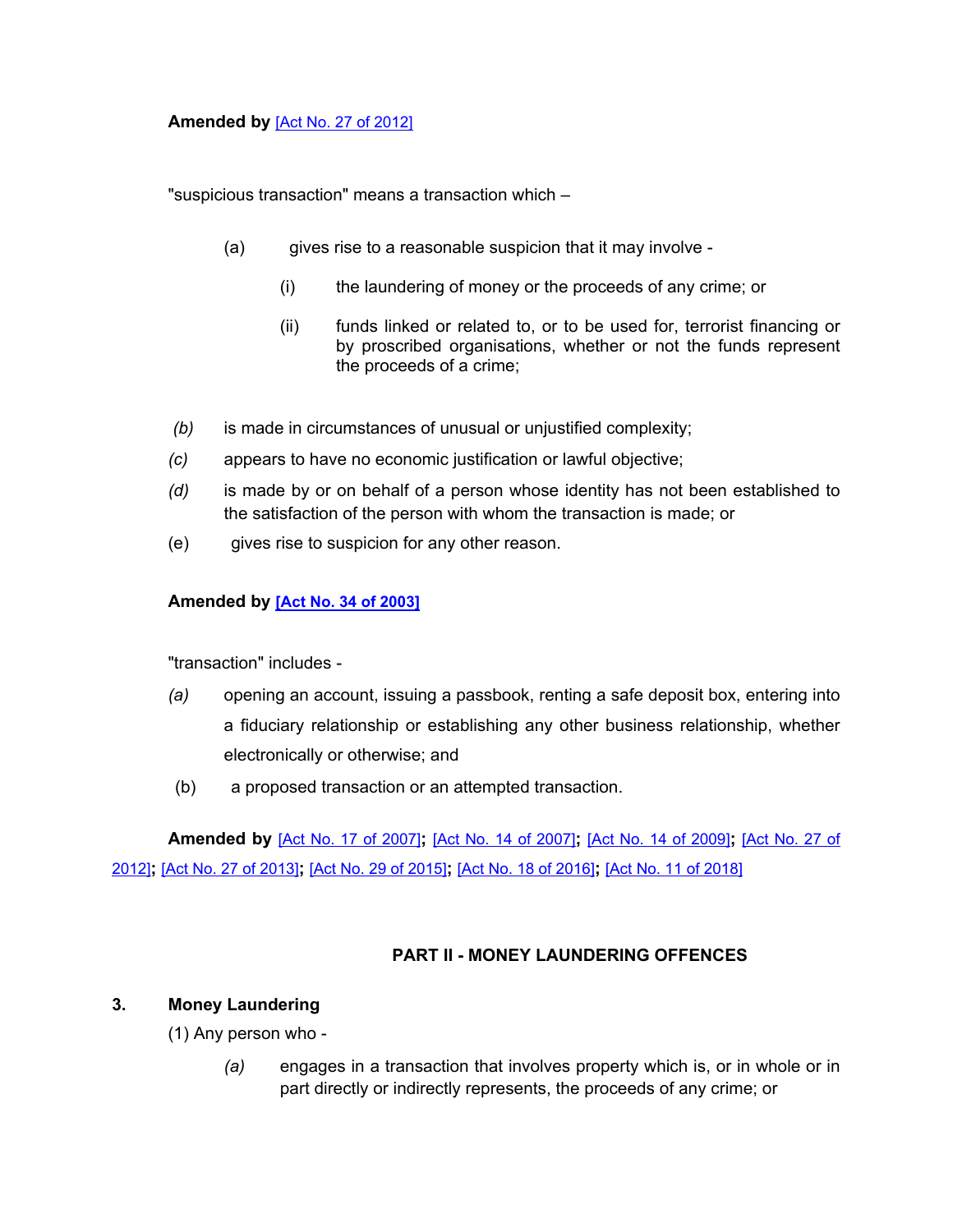**Amended by** [Act No. 27 of 2012]

"suspicious transaction" means a transaction which –

(a) gives rise to a reasonable suspicion that it may involve -

(i) the laundering of money or the proceeds of any crime; or

(ii) funds linked or related to, or to be used for, terrorist financing or by proscribed organisations, whether or not the funds represent the proceeds of a crime;

*(b)* is made in circumstances of unusual or unjustified complexity;

*(c)* appears to have no economic justification or lawful objective;

*(d)* is made by or on behalf of a person whose identity has not been established to the satisfaction of the person with whom the transaction is made; or

(e) gives rise to suspicion for any other reason.

**Amended by [Act No. 34 of 2003]**

"transaction" includes -

*(a)* opening an account, issuing a passbook, renting a safe deposit box, entering into a fiduciary relationship or establishing any other business relationship, whether electronically or otherwise; and

(b) a proposed transaction or an attempted transaction.

**Amended by** [Act No. 17 of 2007]**;** [Act No. 14 of 2007]**;** [Act No. 14 of 2009]**;** [Act No. 27 of 2012]**;** [Act No. 27 of 2013]**;** [Act No. 29 of 2015]**;** [Act No. 18 of 2016]**;** [Act No. 11 of 2018]

## PART II - MONEY LAUNDERING OFFENCES

### 3. Money Laundering

(1) Any person who -

*(a)* engages in a transaction that involves property which is, or in whole or in part directly or indirectly represents, the proceeds of any crime; or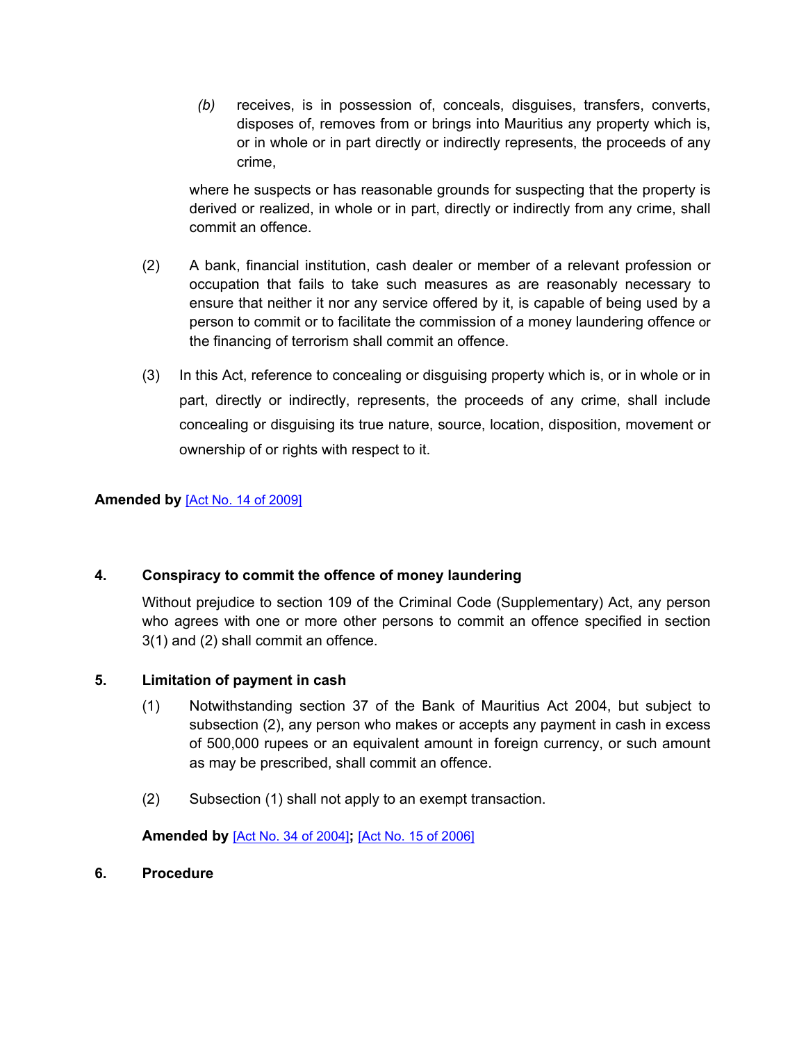(b) receives, is in possession of, conceals, disguises, transfers, converts, disposes of, removes from or brings into Mauritius any property which is, or in whole or in part directly or indirectly represents, the proceeds of any crime,

where he suspects or has reasonable grounds for suspecting that the property is derived or realized, in whole or in part, directly or indirectly from any crime, shall commit an offence.

(2) A bank, financial institution, cash dealer or member of a relevant profession or occupation that fails to take such measures as are reasonably necessary to ensure that neither it nor any service offered by it, is capable of being used by a person to commit or to facilitate the commission of a money laundering offence or the financing of terrorism shall commit an offence.

(3) In this Act, reference to concealing or disguising property which is, or in whole or in part, directly or indirectly, represents, the proceeds of any crime, shall include concealing or disguising its true nature, source, location, disposition, movement or ownership of or rights with respect to it.

**Amended by** [Act No. 14 of 2009]

**4. Conspiracy to commit the offence of money laundering**

Without prejudice to section 109 of the Criminal Code (Supplementary) Act, any person who agrees with one or more other persons to commit an offence specified in section 3(1) and (2) shall commit an offence.

**5. Limitation of payment in cash**

(1) Notwithstanding section 37 of the Bank of Mauritius Act 2004, but subject to subsection (2), any person who makes or accepts any payment in cash in excess of 500,000 rupees or an equivalent amount in foreign currency, or such amount as may be prescribed, shall commit an offence.

(2) Subsection (1) shall not apply to an exempt transaction.

**Amended by** [Act No. 34 of 2004]**;** [Act No. 15 of 2006]

**6. Procedure**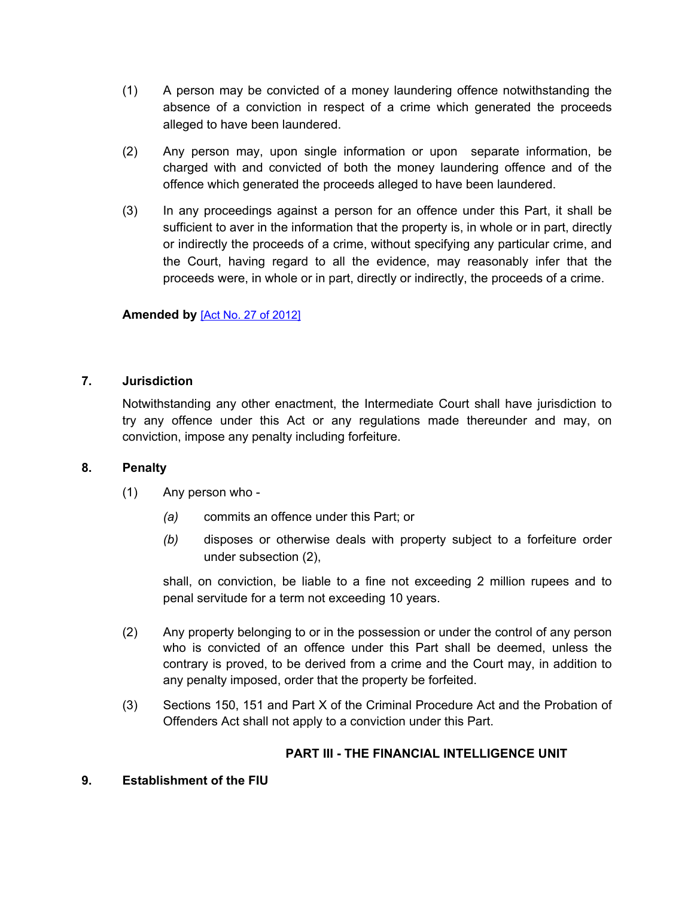(1) A person may be convicted of a money laundering offence notwithstanding the absence of a conviction in respect of a crime which generated the proceeds alleged to have been laundered.

(2) Any person may, upon single information or upon separate information, be charged with and convicted of both the money laundering offence and of the offence which generated the proceeds alleged to have been laundered.

(3) In any proceedings against a person for an offence under this Part, it shall be sufficient to aver in the information that the property is, in whole or in part, directly or indirectly the proceeds of a crime, without specifying any particular crime, and the Court, having regard to all the evidence, may reasonably infer that the proceeds were, in whole or in part, directly or indirectly, the proceeds of a crime.

**Amended by** [Act No. 27 of 2012]

### 7. Jurisdiction

Notwithstanding any other enactment, the Intermediate Court shall have jurisdiction to try any offence under this Act or any regulations made thereunder and may, on conviction, impose any penalty including forfeiture.

### 8. Penalty

(1) Any person who -

*(a)* commits an offence under this Part; or

*(b)* disposes or otherwise deals with property subject to a forfeiture order under subsection (2),

shall, on conviction, be liable to a fine not exceeding 2 million rupees and to penal servitude for a term not exceeding 10 years.

(2) Any property belonging to or in the possession or under the control of any person who is convicted of an offence under this Part shall be deemed, unless the contrary is proved, to be derived from a crime and the Court may, in addition to any penalty imposed, order that the property be forfeited.

(3) Sections 150, 151 and Part X of the Criminal Procedure Act and the Probation of Offenders Act shall not apply to a conviction under this Part.

## PART III - THE FINANCIAL INTELLIGENCE UNIT

### 9. Establishment of the FIU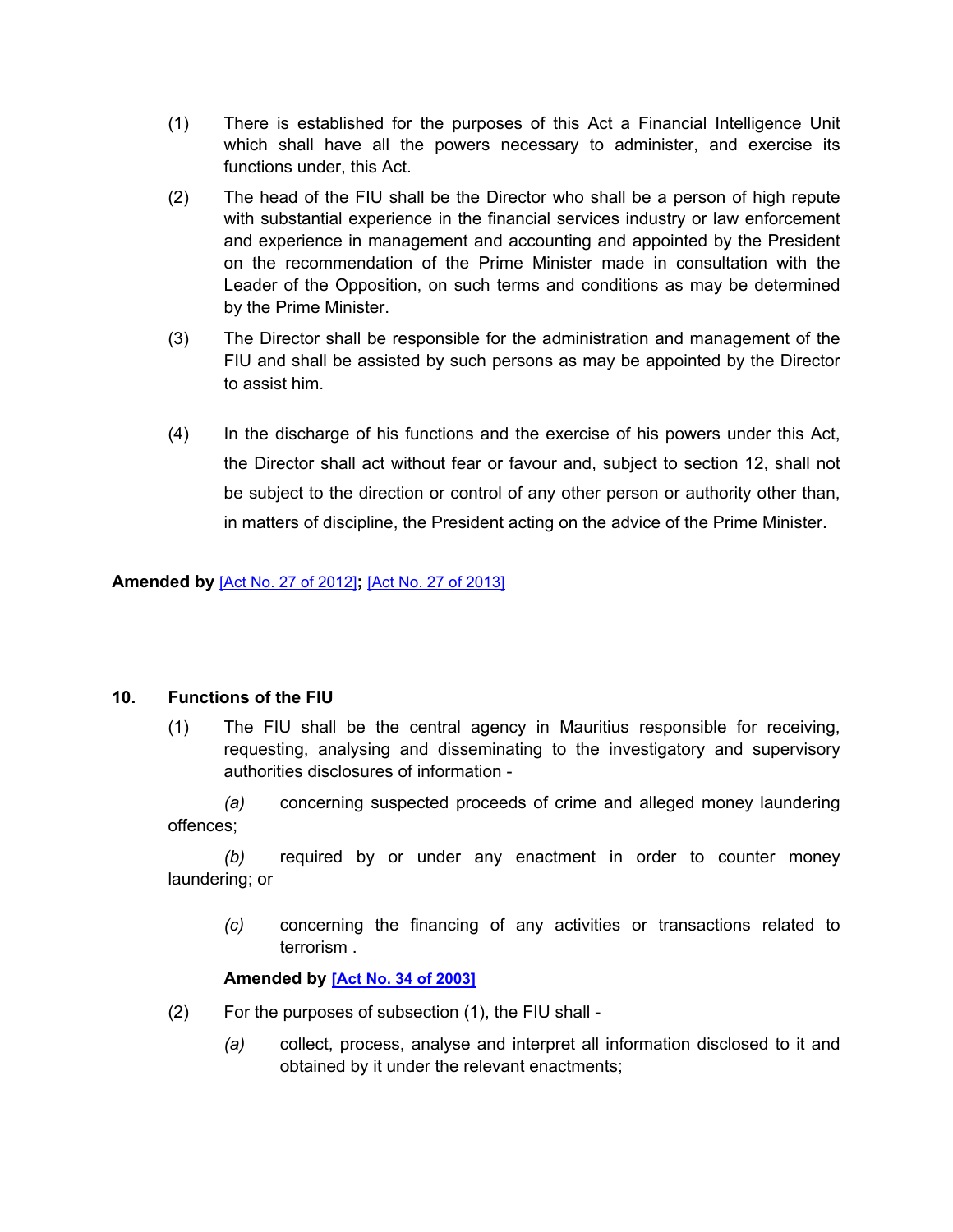(1) There is established for the purposes of this Act a Financial Intelligence Unit which shall have all the powers necessary to administer, and exercise its functions under, this Act.

(2) The head of the FIU shall be the Director who shall be a person of high repute with substantial experience in the financial services industry or law enforcement and experience in management and accounting and appointed by the President on the recommendation of the Prime Minister made in consultation with the Leader of the Opposition, on such terms and conditions as may be determined by the Prime Minister.

(3) The Director shall be responsible for the administration and management of the FIU and shall be assisted by such persons as may be appointed by the Director to assist him.

(4) In the discharge of his functions and the exercise of his powers under this Act, the Director shall act without fear or favour and, subject to section 12, shall not be subject to the direction or control of any other person or authority other than, in matters of discipline, the President acting on the advice of the Prime Minister.

**Amended by** [Act No. 27 of 2012]**;** [Act No. 27 of 2013]

### 10. Functions of the FIU

(1) The FIU shall be the central agency in Mauritius responsible for receiving, requesting, analysing and disseminating to the investigatory and supervisory authorities disclosures of information -

*(a)* concerning suspected proceeds of crime and alleged money laundering offences;

*(b)* required by or under any enactment in order to counter money laundering; or

*(c)* concerning the financing of any activities or transactions related to terrorism .

**Amended by [Act No. 34 of 2003]**

(2) For the purposes of subsection (1), the FIU shall -

*(a)* collect, process, analyse and interpret all information disclosed to it and obtained by it under the relevant enactments;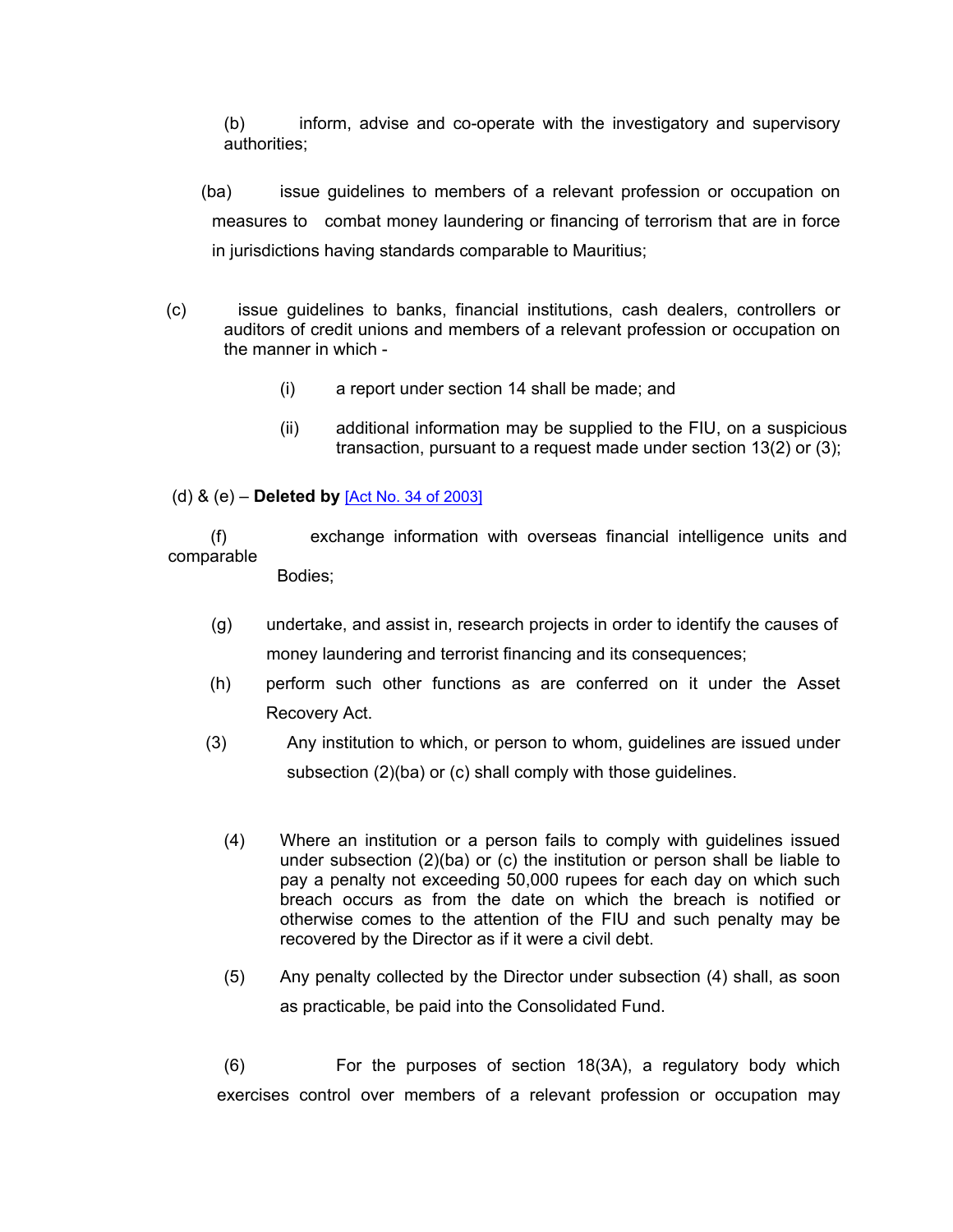(b) inform, advise and co-operate with the investigatory and supervisory authorities;

(ba) issue guidelines to members of a relevant profession or occupation on measures to combat money laundering or financing of terrorism that are in force in jurisdictions having standards comparable to Mauritius;

(c) issue guidelines to banks, financial institutions, cash dealers, controllers or auditors of credit unions and members of a relevant profession or occupation on the manner in which -

(i) a report under section 14 shall be made; and

(ii) additional information may be supplied to the FIU, on a suspicious transaction, pursuant to a request made under section 13(2) or (3);

(d) & (e) – **Deleted by** [Act No. 34 of 2003]

(f) exchange information with overseas financial intelligence units and comparable Bodies;

(g) undertake, and assist in, research projects in order to identify the causes of money laundering and terrorist financing and its consequences;

(h) perform such other functions as are conferred on it under the Asset Recovery Act.

(3) Any institution to which, or person to whom, guidelines are issued under subsection (2)(ba) or (c) shall comply with those guidelines.

(4) Where an institution or a person fails to comply with guidelines issued under subsection (2)(ba) or (c) the institution or person shall be liable to pay a penalty not exceeding 50,000 rupees for each day on which such breach occurs as from the date on which the breach is notified or otherwise comes to the attention of the FIU and such penalty may be recovered by the Director as if it were a civil debt.

(5) Any penalty collected by the Director under subsection (4) shall, as soon as practicable, be paid into the Consolidated Fund.

(6) For the purposes of section 18(3A), a regulatory body which exercises control over members of a relevant profession or occupation may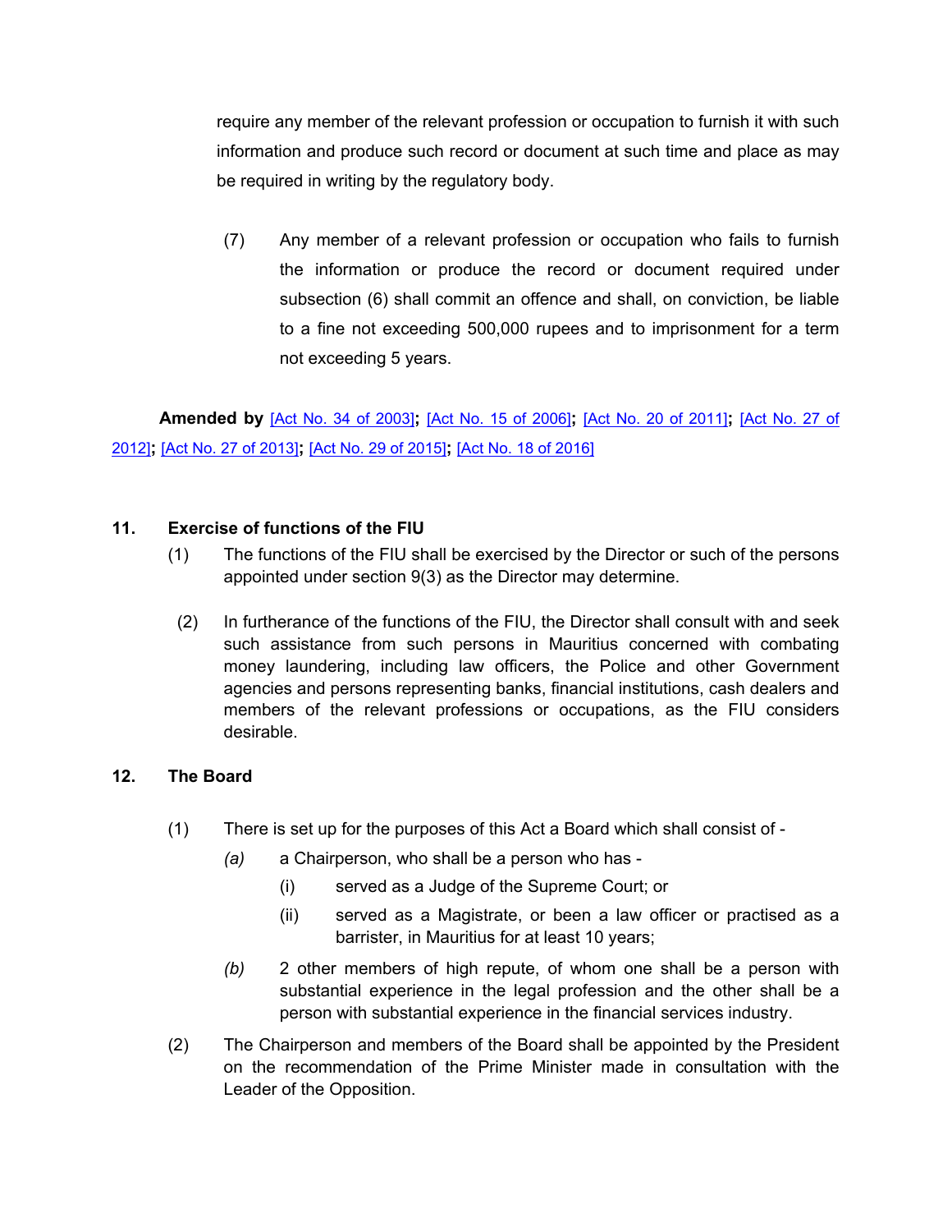require any member of the relevant profession or occupation to furnish it with such information and produce such record or document at such time and place as may be required in writing by the regulatory body.

(7) Any member of a relevant profession or occupation who fails to furnish the information or produce the record or document required under subsection (6) shall commit an offence and shall, on conviction, be liable to a fine not exceeding 500,000 rupees and to imprisonment for a term not exceeding 5 years.

**Amended by** [Act No. 34 of 2003]**;** [Act No. 15 of 2006]**;** [Act No. 20 of 2011]**;** [Act No. 27 of 2012]**;** [Act No. 27 of 2013]**;** [Act No. 29 of 2015]**;** [Act No. 18 of 2016]

**11. Exercise of functions of the FIU**

(1) The functions of the FIU shall be exercised by the Director or such of the persons appointed under section 9(3) as the Director may determine.

(2) In furtherance of the functions of the FIU, the Director shall consult with and seek such assistance from such persons in Mauritius concerned with combating money laundering, including law officers, the Police and other Government agencies and persons representing banks, financial institutions, cash dealers and members of the relevant professions or occupations, as the FIU considers desirable.

**12. The Board**

(1) There is set up for the purposes of this Act a Board which shall consist of -

*(a)* a Chairperson, who shall be a person who has -

(i) served as a Judge of the Supreme Court; or

(ii) served as a Magistrate, or been a law officer or practised as a barrister, in Mauritius for at least 10 years;

*(b)* 2 other members of high repute, of whom one shall be a person with substantial experience in the legal profession and the other shall be a person with substantial experience in the financial services industry.

(2) The Chairperson and members of the Board shall be appointed by the President on the recommendation of the Prime Minister made in consultation with the Leader of the Opposition.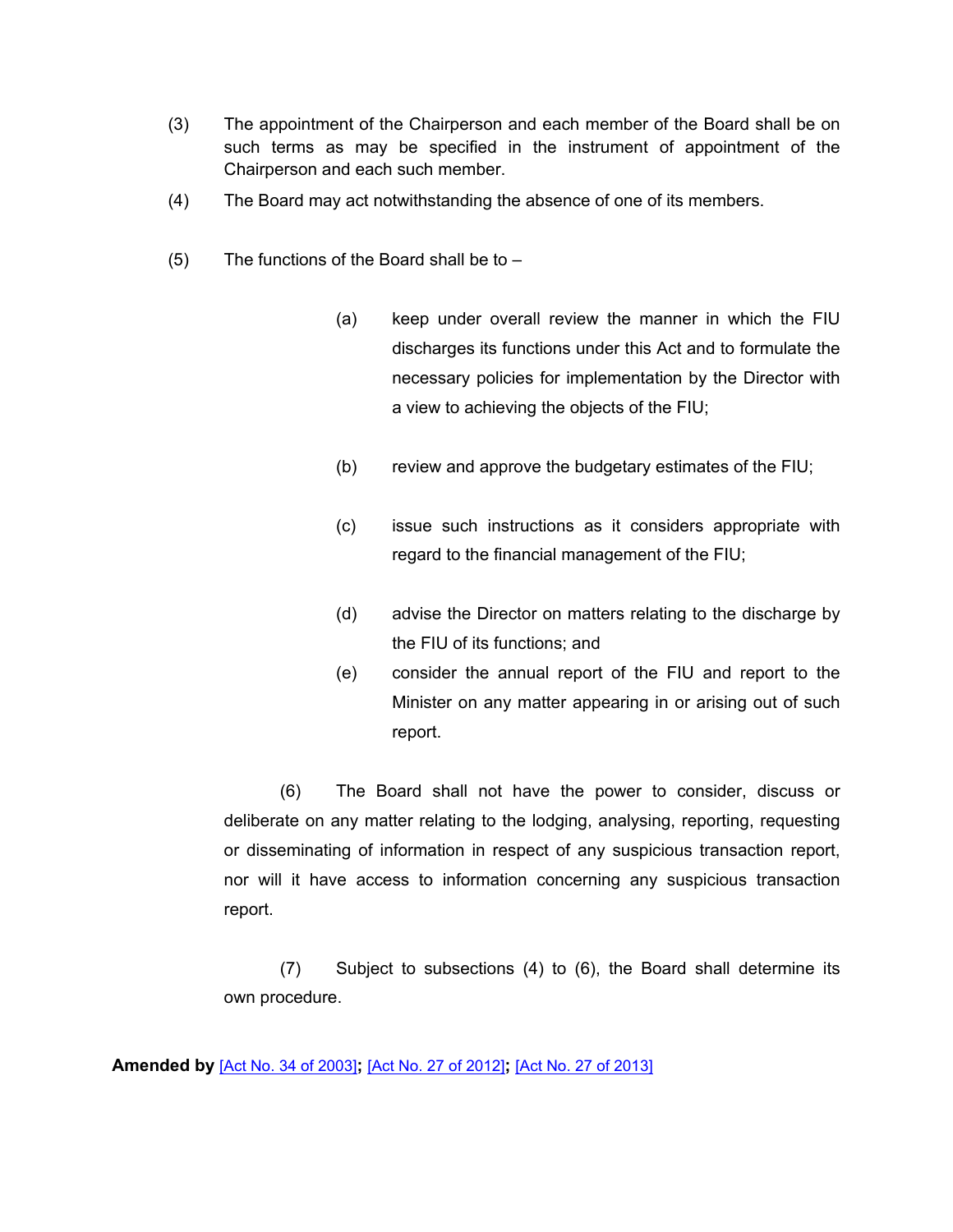(3) The appointment of the Chairperson and each member of the Board shall be on such terms as may be specified in the instrument of appointment of the Chairperson and each such member.

(4) The Board may act notwithstanding the absence of one of its members.

(5) The functions of the Board shall be to –

(a) keep under overall review the manner in which the FIU discharges its functions under this Act and to formulate the necessary policies for implementation by the Director with a view to achieving the objects of the FIU;

(b) review and approve the budgetary estimates of the FIU;

(c) issue such instructions as it considers appropriate with regard to the financial management of the FIU;

(d) advise the Director on matters relating to the discharge by the FIU of its functions; and

(e) consider the annual report of the FIU and report to the Minister on any matter appearing in or arising out of such report.

(6) The Board shall not have the power to consider, discuss or deliberate on any matter relating to the lodging, analysing, reporting, requesting or disseminating of information in respect of any suspicious transaction report, nor will it have access to information concerning any suspicious transaction report.

(7) Subject to subsections (4) to (6), the Board shall determine its own procedure.

**Amended by** [Act No. 34 of 2003]**;** [Act No. 27 of 2012]**;** [Act No. 27 of 2013]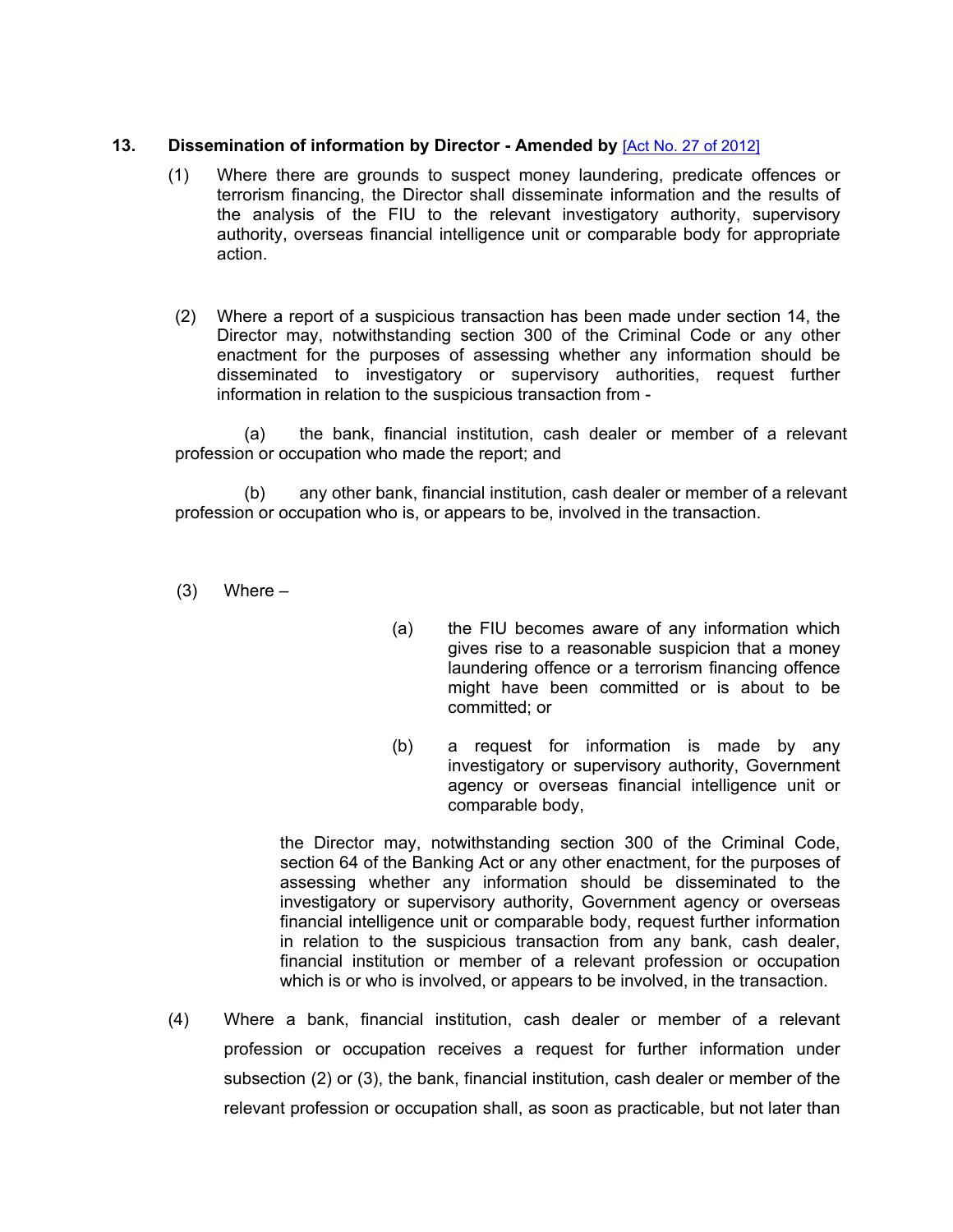### 13. Dissemination of information by Director - Amended by [Act No. 27 of 2012]

(1) Where there are grounds to suspect money laundering, predicate offences or terrorism financing, the Director shall disseminate information and the results of the analysis of the FIU to the relevant investigatory authority, supervisory authority, overseas financial intelligence unit or comparable body for appropriate action.

(2) Where a report of a suspicious transaction has been made under section 14, the Director may, notwithstanding section 300 of the Criminal Code or any other enactment for the purposes of assessing whether any information should be disseminated to investigatory or supervisory authorities, request further information in relation to the suspicious transaction from -

(a) the bank, financial institution, cash dealer or member of a relevant profession or occupation who made the report; and

(b) any other bank, financial institution, cash dealer or member of a relevant profession or occupation who is, or appears to be, involved in the transaction.

(3) Where –

(a) the FIU becomes aware of any information which gives rise to a reasonable suspicion that a money laundering offence or a terrorism financing offence might have been committed or is about to be committed; or

(b) a request for information is made by any investigatory or supervisory authority, Government agency or overseas financial intelligence unit or comparable body,

the Director may, notwithstanding section 300 of the Criminal Code, section 64 of the Banking Act or any other enactment, for the purposes of assessing whether any information should be disseminated to the investigatory or supervisory authority, Government agency or overseas financial intelligence unit or comparable body, request further information in relation to the suspicious transaction from any bank, cash dealer, financial institution or member of a relevant profession or occupation which is or who is involved, or appears to be involved, in the transaction.

(4) Where a bank, financial institution, cash dealer or member of a relevant profession or occupation receives a request for further information under subsection (2) or (3), the bank, financial institution, cash dealer or member of the relevant profession or occupation shall, as soon as practicable, but not later than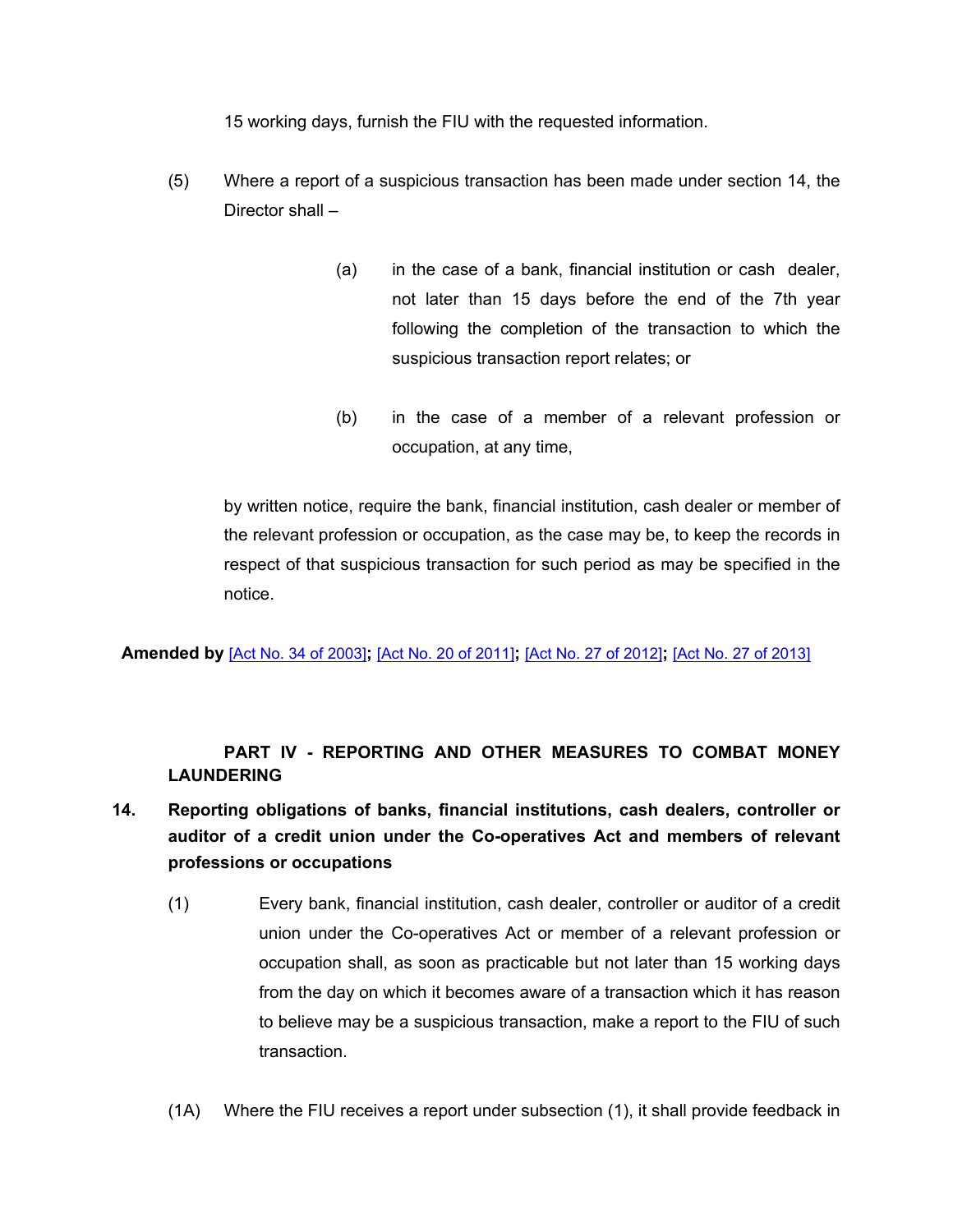15 working days, furnish the FIU with the requested information.

(5) Where a report of a suspicious transaction has been made under section 14, the Director shall –

(a) in the case of a bank, financial institution or cash dealer, not later than 15 days before the end of the 7th year following the completion of the transaction to which the suspicious transaction report relates; or

(b) in the case of a member of a relevant profession or occupation, at any time,

by written notice, require the bank, financial institution, cash dealer or member of the relevant profession or occupation, as the case may be, to keep the records in respect of that suspicious transaction for such period as may be specified in the notice.

**Amended by** [Act No. 34 of 2003]**;** [Act No. 20 of 2011]**;** [Act No. 27 of 2012]**;** [Act No. 27 of 2013]

## PART IV - REPORTING AND OTHER MEASURES TO COMBAT MONEY LAUNDERING

### 14. Reporting obligations of banks, financial institutions, cash dealers, controller or auditor of a credit union under the Co-operatives Act and members of relevant professions or occupations

(1) Every bank, financial institution, cash dealer, controller or auditor of a credit union under the Co-operatives Act or member of a relevant profession or occupation shall, as soon as practicable but not later than 15 working days from the day on which it becomes aware of a transaction which it has reason to believe may be a suspicious transaction, make a report to the FIU of such transaction.

(1A) Where the FIU receives a report under subsection (1), it shall provide feedback in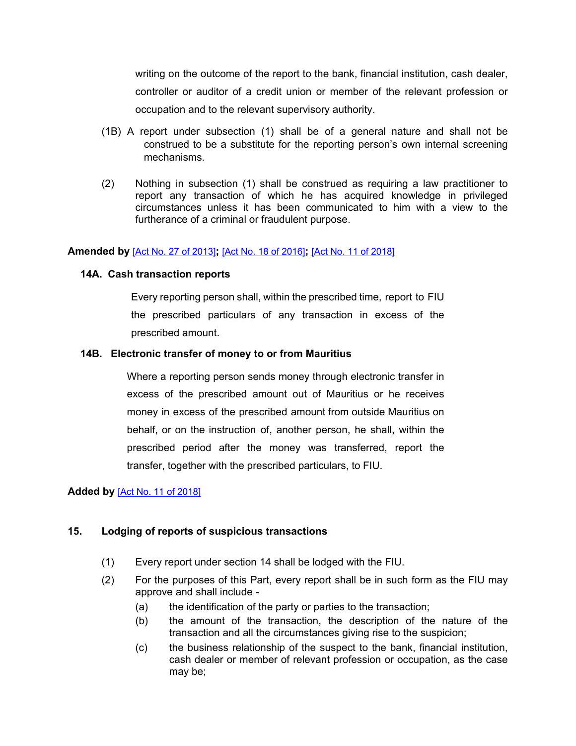writing on the outcome of the report to the bank, financial institution, cash dealer, controller or auditor of a credit union or member of the relevant profession or occupation and to the relevant supervisory authority.

(1B) A report under subsection (1) shall be of a general nature and shall not be construed to be a substitute for the reporting person's own internal screening mechanisms.

(2) Nothing in subsection (1) shall be construed as requiring a law practitioner to report any transaction of which he has acquired knowledge in privileged circumstances unless it has been communicated to him with a view to the furtherance of a criminal or fraudulent purpose.

**Amended by** [Act No. 27 of 2013]**;** [Act No. 18 of 2016]**;** [Act No. 11 of 2018]

### 14A. Cash transaction reports

Every reporting person shall, within the prescribed time, report to FIU the prescribed particulars of any transaction in excess of the prescribed amount.

### 14B. Electronic transfer of money to or from Mauritius

Where a reporting person sends money through electronic transfer in excess of the prescribed amount out of Mauritius or he receives money in excess of the prescribed amount from outside Mauritius on behalf, or on the instruction of, another person, he shall, within the prescribed period after the money was transferred, report the transfer, together with the prescribed particulars, to FIU.

**Added by** [Act No. 11 of 2018]

### 15. Lodging of reports of suspicious transactions

(1) Every report under section 14 shall be lodged with the FIU.

(2) For the purposes of this Part, every report shall be in such form as the FIU may approve and shall include -

(a) the identification of the party or parties to the transaction;

(b) the amount of the transaction, the description of the nature of the transaction and all the circumstances giving rise to the suspicion;

(c) the business relationship of the suspect to the bank, financial institution, cash dealer or member of relevant profession or occupation, as the case may be;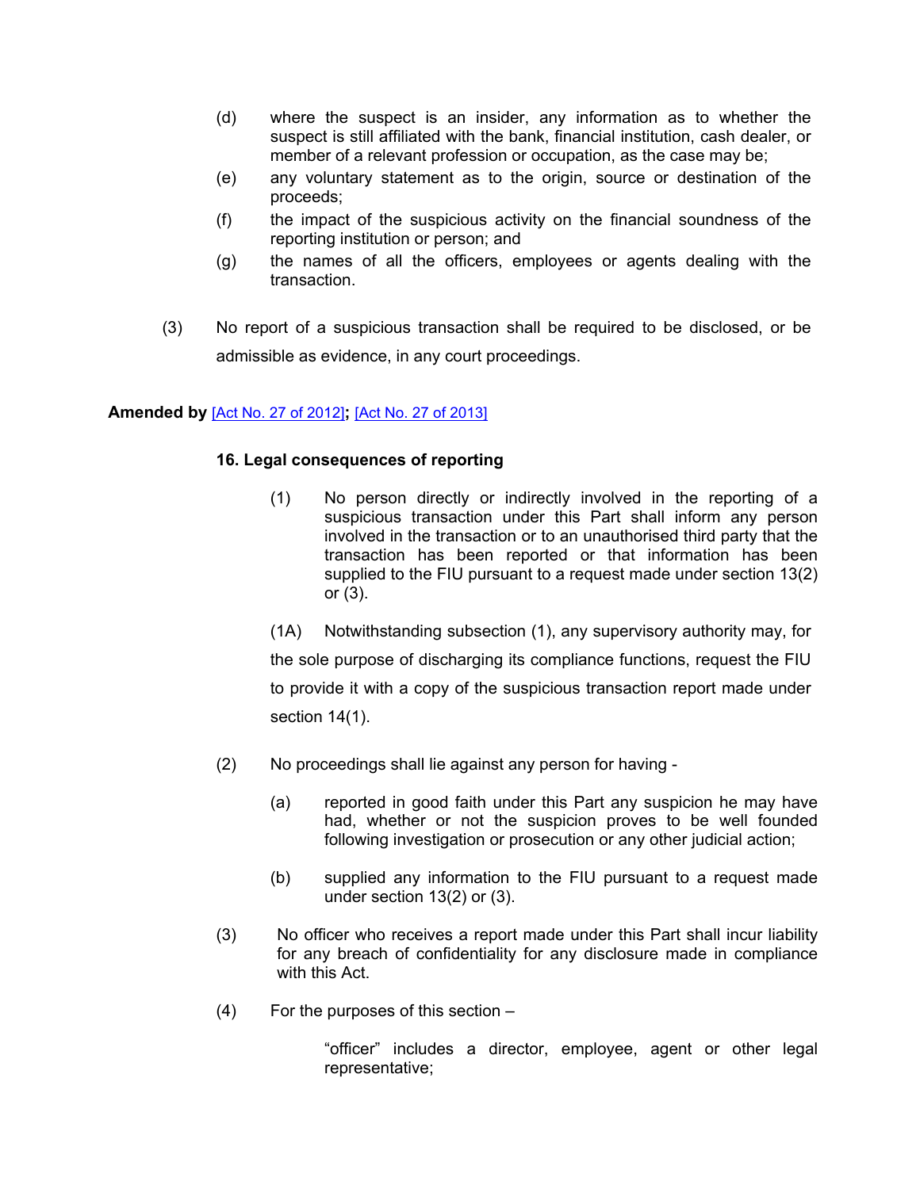(d) where the suspect is an insider, any information as to whether the suspect is still affiliated with the bank, financial institution, cash dealer, or member of a relevant profession or occupation, as the case may be;

(e) any voluntary statement as to the origin, source or destination of the proceeds;

(f) the impact of the suspicious activity on the financial soundness of the reporting institution or person; and

(g) the names of all the officers, employees or agents dealing with the transaction.

(3) No report of a suspicious transaction shall be required to be disclosed, or be admissible as evidence, in any court proceedings.

**Amended by** [Act No. 27 of 2012]**;** [Act No. 27 of 2013]

### 16. Legal consequences of reporting

(1) No person directly or indirectly involved in the reporting of a suspicious transaction under this Part shall inform any person involved in the transaction or to an unauthorised third party that the transaction has been reported or that information has been supplied to the FIU pursuant to a request made under section 13(2) or (3).

(1A) Notwithstanding subsection (1), any supervisory authority may, for the sole purpose of discharging its compliance functions, request the FIU to provide it with a copy of the suspicious transaction report made under section 14(1).

(2) No proceedings shall lie against any person for having -

(a) reported in good faith under this Part any suspicion he may have had, whether or not the suspicion proves to be well founded following investigation or prosecution or any other judicial action;

(b) supplied any information to the FIU pursuant to a request made under section 13(2) or (3).

(3) No officer who receives a report made under this Part shall incur liability for any breach of confidentiality for any disclosure made in compliance with this Act.

(4) For the purposes of this section –

"officer" includes a director, employee, agent or other legal representative;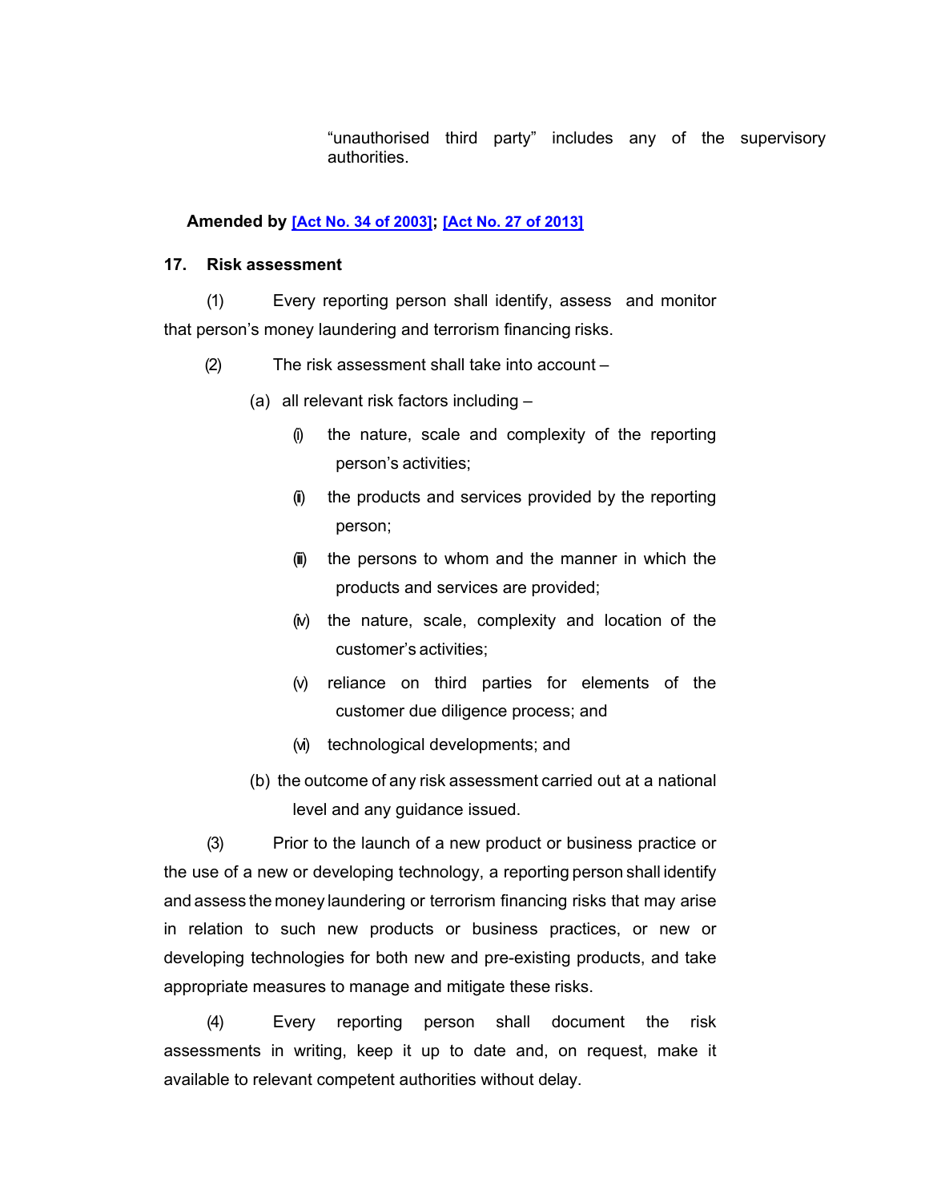"unauthorised third party" includes any of the supervisory authorities.

**Amended by [Act No. 34 of 2003]; [Act No. 27 of 2013]**

### 17. Risk assessment

(1) Every reporting person shall identify, assess and monitor that person's money laundering and terrorism financing risks.

(2) The risk assessment shall take into account –

(a) all relevant risk factors including –

(i) the nature, scale and complexity of the reporting person's activities;

(ii) the products and services provided by the reporting person;

(iii) the persons to whom and the manner in which the products and services are provided;

(iv) the nature, scale, complexity and location of the customer's activities;

(v) reliance on third parties for elements of the customer due diligence process; and

(vi) technological developments; and

(b) the outcome of any risk assessment carried out at a national level and any guidance issued.

(3) Prior to the launch of a new product or business practice or the use of a new or developing technology, a reporting person shall identify and assess the money laundering or terrorism financing risks that may arise in relation to such new products or business practices, or new or developing technologies for both new and pre-existing products, and take appropriate measures to manage and mitigate these risks.

(4) Every reporting person shall document the risk assessments in writing, keep it up to date and, on request, make it available to relevant competent authorities without delay.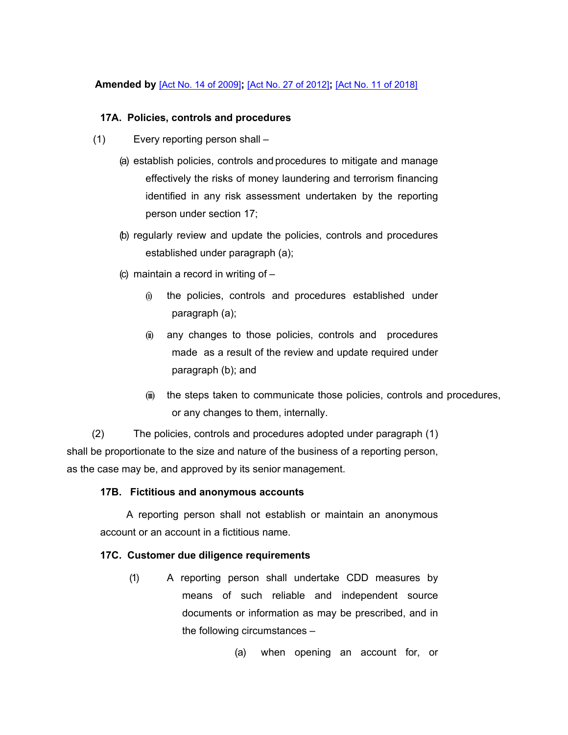**Amended by** [Act No. 14 of 2009]**;** [Act No. 27 of 2012]**;** [Act No. 11 of 2018]

**17A. Policies, controls and procedures**

(1) Every reporting person shall –

(a) establish policies, controls and procedures to mitigate and manage effectively the risks of money laundering and terrorism financing identified in any risk assessment undertaken by the reporting person under section 17;

(b) regularly review and update the policies, controls and procedures established under paragraph (a);

(c) maintain a record in writing of –

(i) the policies, controls and procedures established under paragraph (a);

(ii) any changes to those policies, controls and procedures made as a result of the review and update required under paragraph (b); and

(iii) the steps taken to communicate those policies, controls and procedures, or any changes to them, internally.

(2) The policies, controls and procedures adopted under paragraph (1) shall be proportionate to the size and nature of the business of a reporting person, as the case may be, and approved by its senior management.

**17B. Fictitious and anonymous accounts**

A reporting person shall not establish or maintain an anonymous account or an account in a fictitious name.

**17C. Customer due diligence requirements**

(1) A reporting person shall undertake CDD measures by means of such reliable and independent source documents or information as may be prescribed, and in the following circumstances –

(a) when opening an account for, or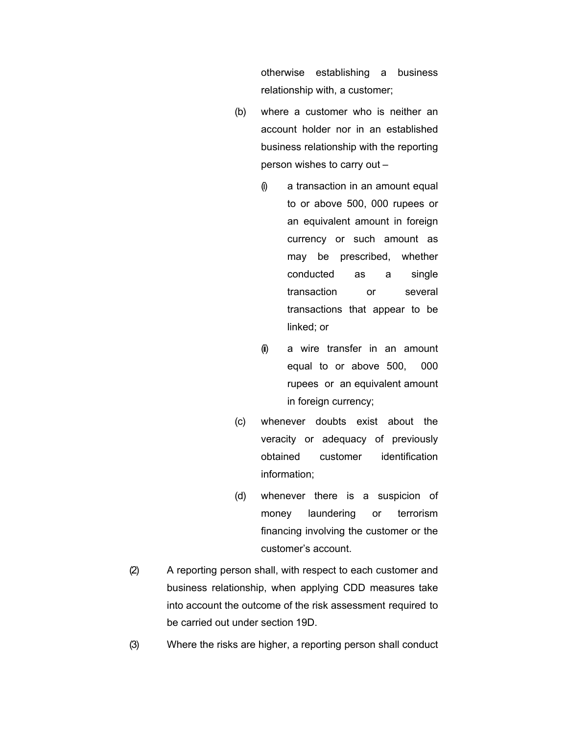otherwise establishing a business relationship with, a customer;

(b) where a customer who is neither an account holder nor in an established business relationship with the reporting person wishes to carry out –

   (i) a transaction in an amount equal to or above 500, 000 rupees or an equivalent amount in foreign currency or such amount as may be prescribed, whether conducted as a single transaction or several transactions that appear to be linked; or

   (ii) a wire transfer in an amount equal to or above 500, 000 rupees or an equivalent amount in foreign currency;

(c) whenever doubts exist about the veracity or adequacy of previously obtained customer identification information;

(d) whenever there is a suspicion of money laundering or terrorism financing involving the customer or the customer's account.

(2) A reporting person shall, with respect to each customer and business relationship, when applying CDD measures take into account the outcome of the risk assessment required to be carried out under section 19D.

(3) Where the risks are higher, a reporting person shall conduct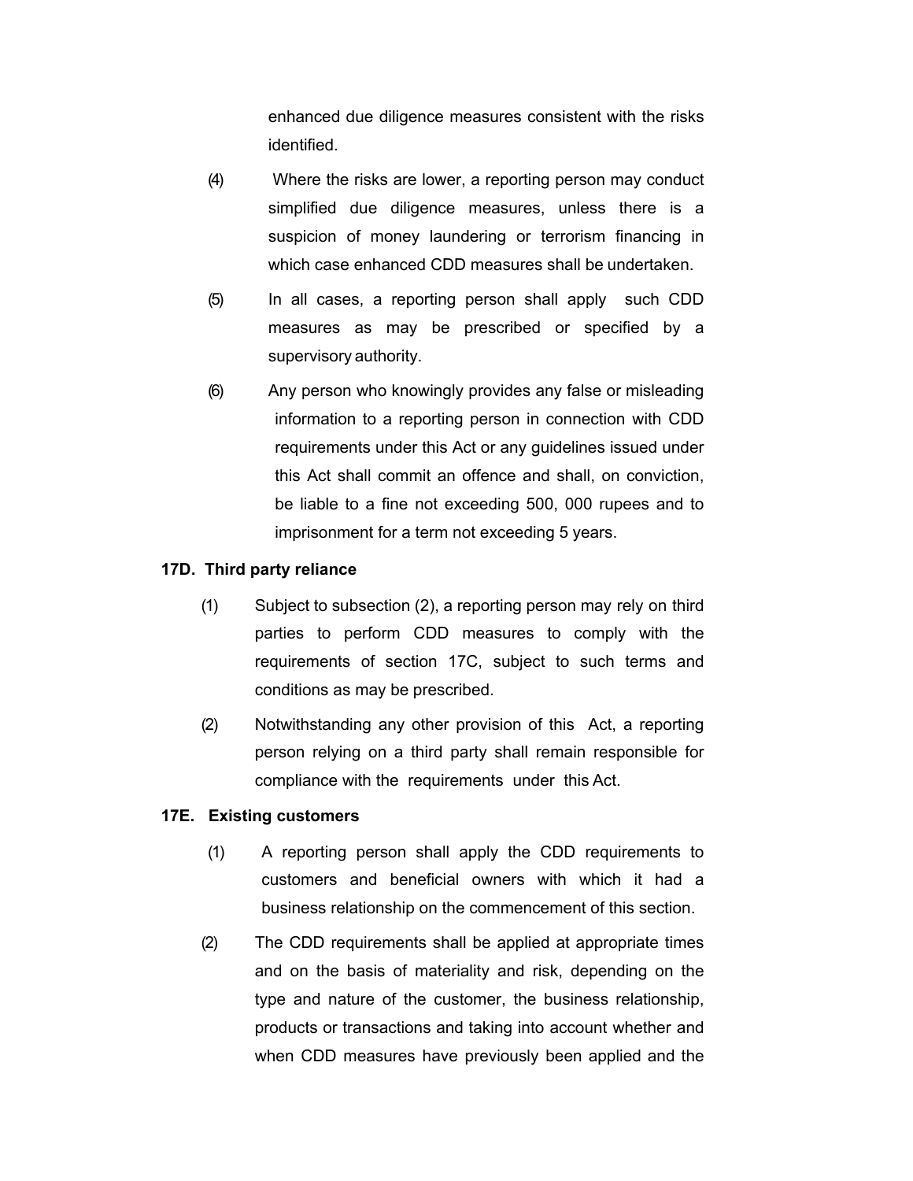enhanced due diligence measures consistent with the risks identified.

(4) Where the risks are lower, a reporting person may conduct simplified due diligence measures, unless there is a suspicion of money laundering or terrorism financing in which case enhanced CDD measures shall be undertaken.

(5) In all cases, a reporting person shall apply such CDD measures as may be prescribed or specified by a supervisory authority.

(6) Any person who knowingly provides any false or misleading information to a reporting person in connection with CDD requirements under this Act or any guidelines issued under this Act shall commit an offence and shall, on conviction, be liable to a fine not exceeding 500, 000 rupees and to imprisonment for a term not exceeding 5 years.

**17D. Third party reliance**

(1) Subject to subsection (2), a reporting person may rely on third parties to perform CDD measures to comply with the requirements of section 17C, subject to such terms and conditions as may be prescribed.

(2) Notwithstanding any other provision of this Act, a reporting person relying on a third party shall remain responsible for compliance with the requirements under this Act.

**17E. Existing customers**

(1) A reporting person shall apply the CDD requirements to customers and beneficial owners with which it had a business relationship on the commencement of this section.

(2) The CDD requirements shall be applied at appropriate times and on the basis of materiality and risk, depending on the type and nature of the customer, the business relationship, products or transactions and taking into account whether and when CDD measures have previously been applied and the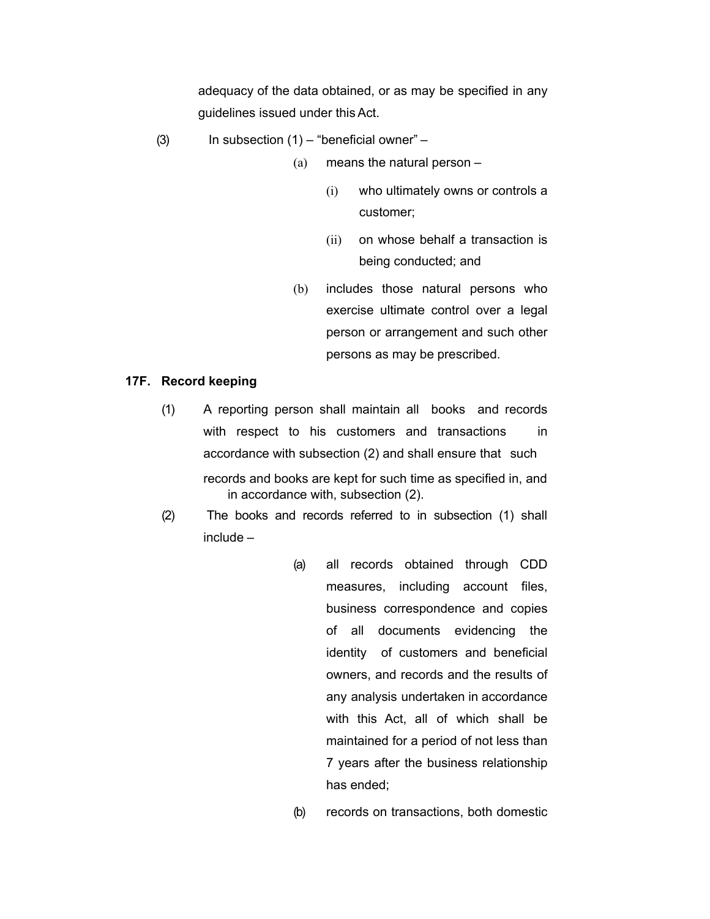adequacy of the data obtained, or as may be specified in any guidelines issued under this Act.

(3) In subsection (1) – "beneficial owner" –

(a) means the natural person –

(i) who ultimately owns or controls a customer;

(ii) on whose behalf a transaction is being conducted; and

(b) includes those natural persons who exercise ultimate control over a legal person or arrangement and such other persons as may be prescribed.

**17F. Record keeping**

(1) A reporting person shall maintain all books and records with respect to his customers and transactions in accordance with subsection (2) and shall ensure that such records and books are kept for such time as specified in, and in accordance with, subsection (2).

(2) The books and records referred to in subsection (1) shall include –

(a) all records obtained through CDD measures, including account files, business correspondence and copies of all documents evidencing the identity of customers and beneficial owners, and records and the results of any analysis undertaken in accordance with this Act, all of which shall be maintained for a period of not less than 7 years after the business relationship has ended;

(b) records on transactions, both domestic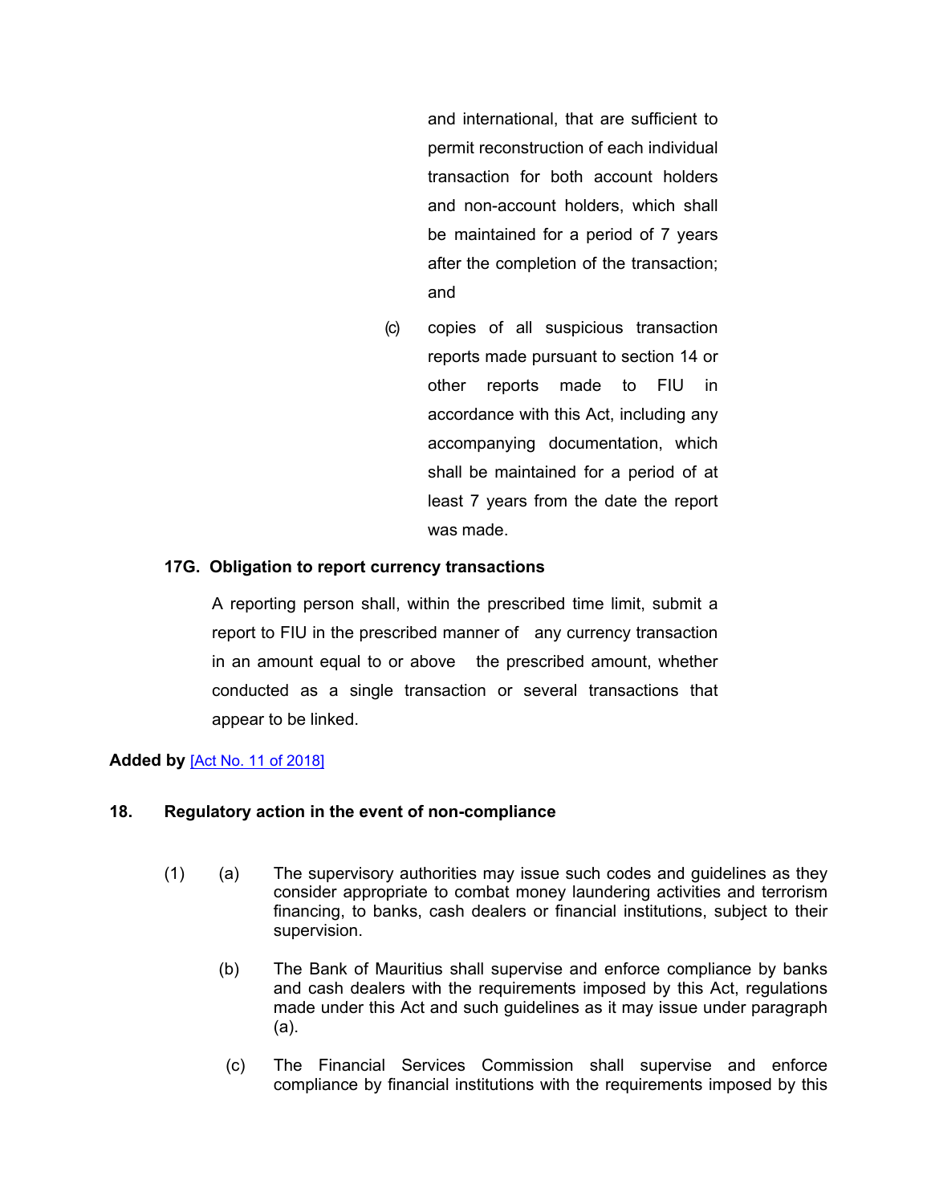and international, that are sufficient to permit reconstruction of each individual transaction for both account holders and non-account holders, which shall be maintained for a period of 7 years after the completion of the transaction; and

(c) copies of all suspicious transaction reports made pursuant to section 14 or other reports made to FIU in accordance with this Act, including any accompanying documentation, which shall be maintained for a period of at least 7 years from the date the report was made.

**17G. Obligation to report currency transactions**

A reporting person shall, within the prescribed time limit, submit a report to FIU in the prescribed manner of any currency transaction in an amount equal to or above the prescribed amount, whether conducted as a single transaction or several transactions that appear to be linked.

**Added by** [Act No. 11 of 2018]

**18. Regulatory action in the event of non-compliance**

(1) (a) The supervisory authorities may issue such codes and guidelines as they consider appropriate to combat money laundering activities and terrorism financing, to banks, cash dealers or financial institutions, subject to their supervision.

(b) The Bank of Mauritius shall supervise and enforce compliance by banks and cash dealers with the requirements imposed by this Act, regulations made under this Act and such guidelines as it may issue under paragraph (a).

(c) The Financial Services Commission shall supervise and enforce compliance by financial institutions with the requirements imposed by this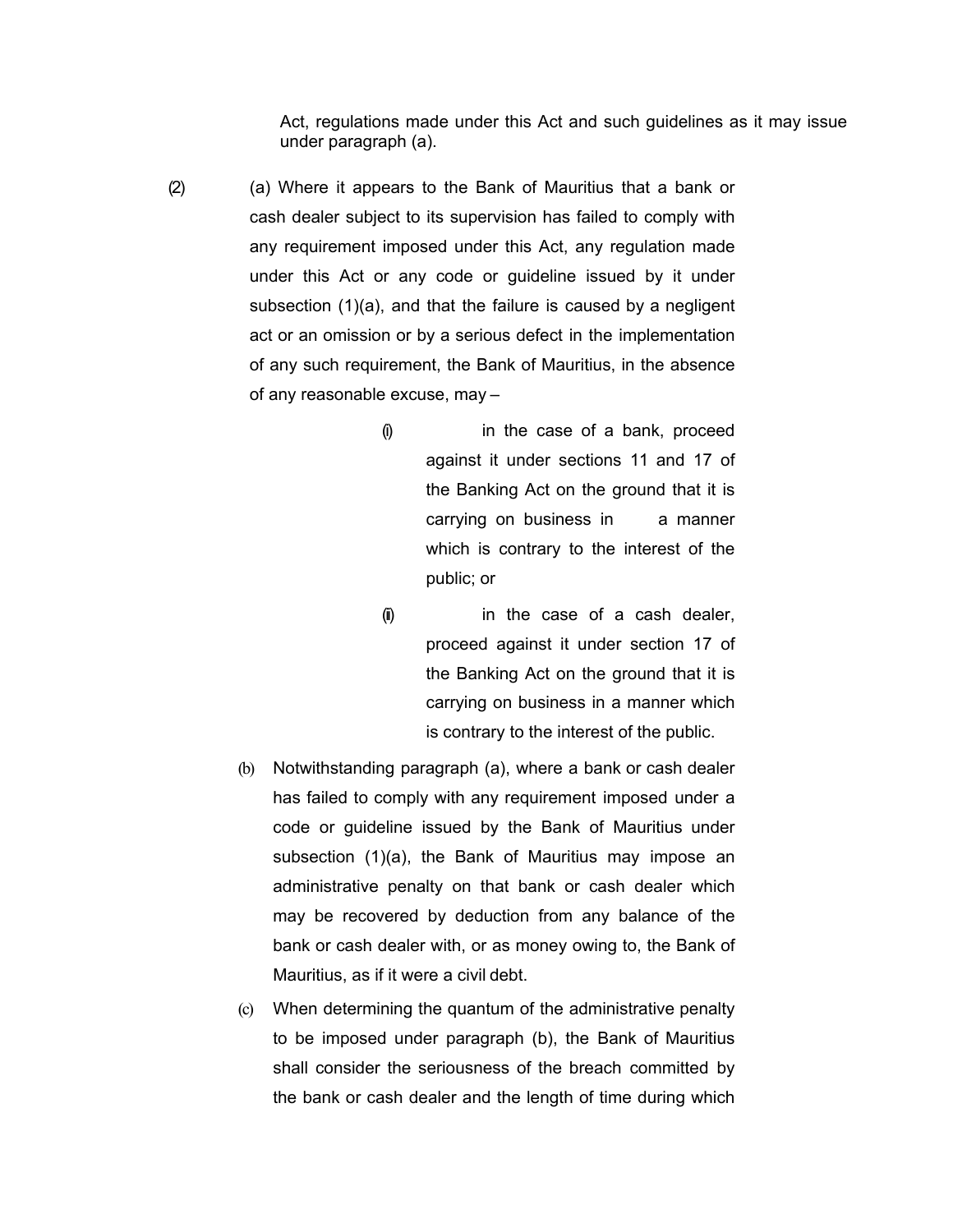Act, regulations made under this Act and such guidelines as it may issue under paragraph (a).

(2) (a) Where it appears to the Bank of Mauritius that a bank or cash dealer subject to its supervision has failed to comply with any requirement imposed under this Act, any regulation made under this Act or any code or guideline issued by it under subsection (1)(a), and that the failure is caused by a negligent act or an omission or by a serious defect in the implementation of any such requirement, the Bank of Mauritius, in the absence of any reasonable excuse, may –

(i) in the case of a bank, proceed against it under sections 11 and 17 of the Banking Act on the ground that it is carrying on business in a manner which is contrary to the interest of the public; or

(ii) in the case of a cash dealer, proceed against it under section 17 of the Banking Act on the ground that it is carrying on business in a manner which is contrary to the interest of the public.

(b) Notwithstanding paragraph (a), where a bank or cash dealer has failed to comply with any requirement imposed under a code or guideline issued by the Bank of Mauritius under subsection (1)(a), the Bank of Mauritius may impose an administrative penalty on that bank or cash dealer which may be recovered by deduction from any balance of the bank or cash dealer with, or as money owing to, the Bank of Mauritius, as if it were a civil debt.

(c) When determining the quantum of the administrative penalty to be imposed under paragraph (b), the Bank of Mauritius shall consider the seriousness of the breach committed by the bank or cash dealer and the length of time during which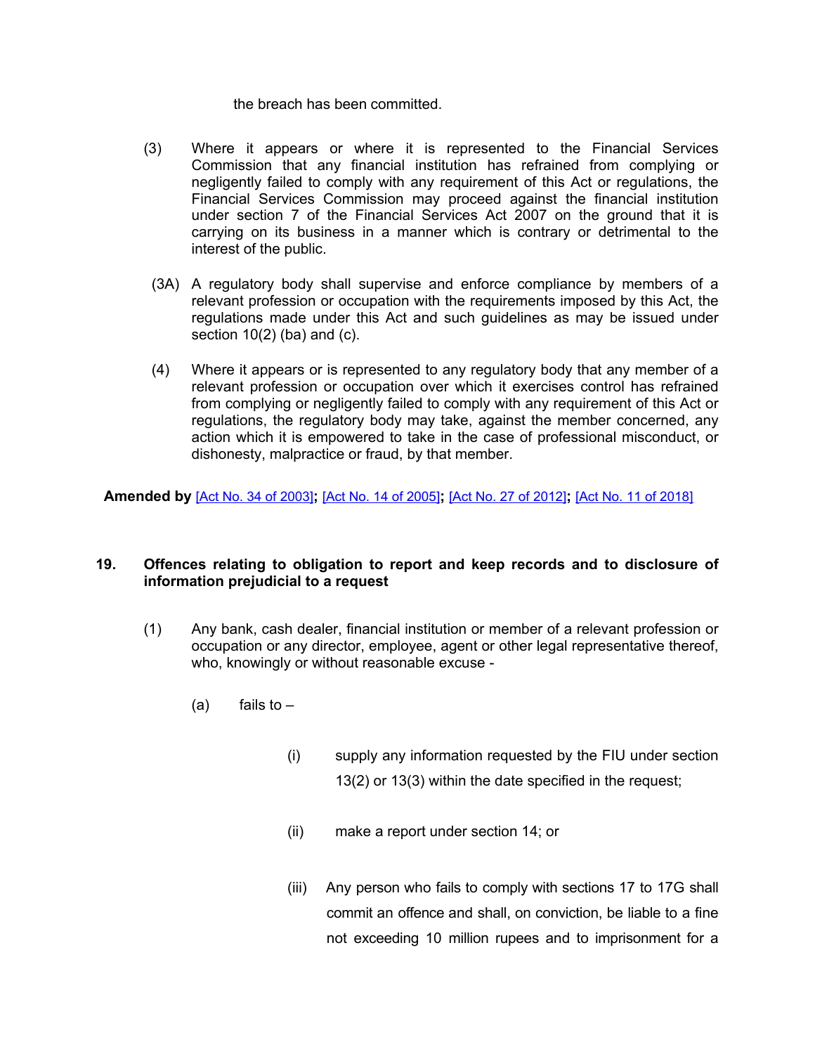the breach has been committed.

(3) Where it appears or where it is represented to the Financial Services Commission that any financial institution has refrained from complying or negligently failed to comply with any requirement of this Act or regulations, the Financial Services Commission may proceed against the financial institution under section 7 of the Financial Services Act 2007 on the ground that it is carrying on its business in a manner which is contrary or detrimental to the interest of the public.

(3A) A regulatory body shall supervise and enforce compliance by members of a relevant profession or occupation with the requirements imposed by this Act, the regulations made under this Act and such guidelines as may be issued under section 10(2) (ba) and (c).

(4) Where it appears or is represented to any regulatory body that any member of a relevant profession or occupation over which it exercises control has refrained from complying or negligently failed to comply with any requirement of this Act or regulations, the regulatory body may take, against the member concerned, any action which it is empowered to take in the case of professional misconduct, or dishonesty, malpractice or fraud, by that member.

**Amended by** [Act No. 34 of 2003]**;** [Act No. 14 of 2005]**;** [Act No. 27 of 2012]**;** [Act No. 11 of 2018]

## 19. Offences relating to obligation to report and keep records and to disclosure of information prejudicial to a request

(1) Any bank, cash dealer, financial institution or member of a relevant profession or occupation or any director, employee, agent or other legal representative thereof, who, knowingly or without reasonable excuse -

(a) fails to –

(i) supply any information requested by the FIU under section 13(2) or 13(3) within the date specified in the request;

(ii) make a report under section 14; or

(iii) Any person who fails to comply with sections 17 to 17G shall commit an offence and shall, on conviction, be liable to a fine not exceeding 10 million rupees and to imprisonment for a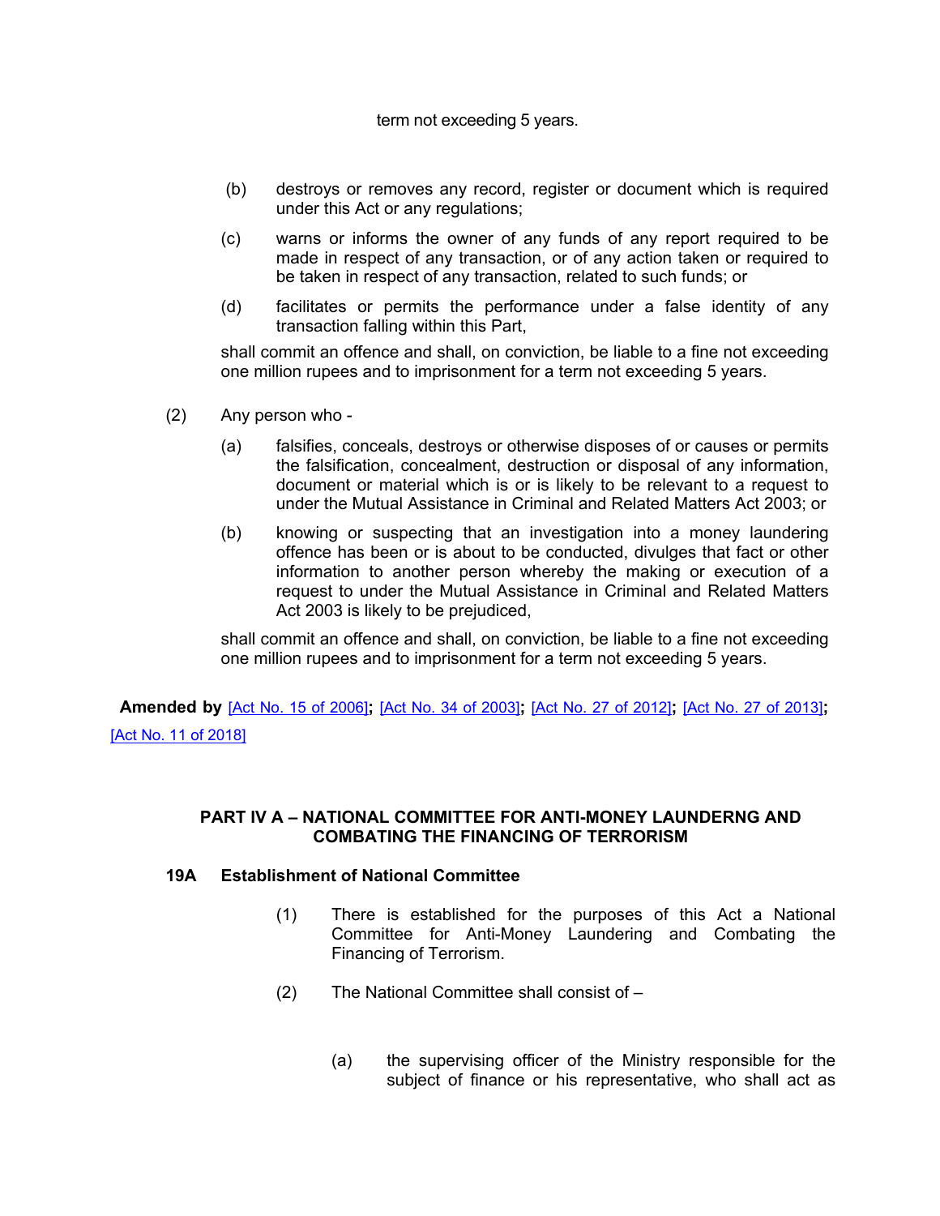term not exceeding 5 years.

(b) destroys or removes any record, register or document which is required under this Act or any regulations;

(c) warns or informs the owner of any funds of any report required to be made in respect of any transaction, or of any action taken or required to be taken in respect of any transaction, related to such funds; or

(d) facilitates or permits the performance under a false identity of any transaction falling within this Part,

shall commit an offence and shall, on conviction, be liable to a fine not exceeding one million rupees and to imprisonment for a term not exceeding 5 years.

(2) Any person who -

(a) falsifies, conceals, destroys or otherwise disposes of or causes or permits the falsification, concealment, destruction or disposal of any information, document or material which is or is likely to be relevant to a request to under the Mutual Assistance in Criminal and Related Matters Act 2003; or

(b) knowing or suspecting that an investigation into a money laundering offence has been or is about to be conducted, divulges that fact or other information to another person whereby the making or execution of a request to under the Mutual Assistance in Criminal and Related Matters Act 2003 is likely to be prejudiced,

shall commit an offence and shall, on conviction, be liable to a fine not exceeding one million rupees and to imprisonment for a term not exceeding 5 years.

**Amended by** [Act No. 15 of 2006]**;** [Act No. 34 of 2003]**;** [Act No. 27 of 2012]**;** [Act No. 27 of 2013]**;** [Act No. 11 of 2018]

## PART IV A – NATIONAL COMMITTEE FOR ANTI-MONEY LAUNDERNG AND COMBATING THE FINANCING OF TERRORISM

### 19A Establishment of National Committee

(1) There is established for the purposes of this Act a National Committee for Anti-Money Laundering and Combating the Financing of Terrorism.

(2) The National Committee shall consist of –

(a) the supervising officer of the Ministry responsible for the subject of finance or his representative, who shall act as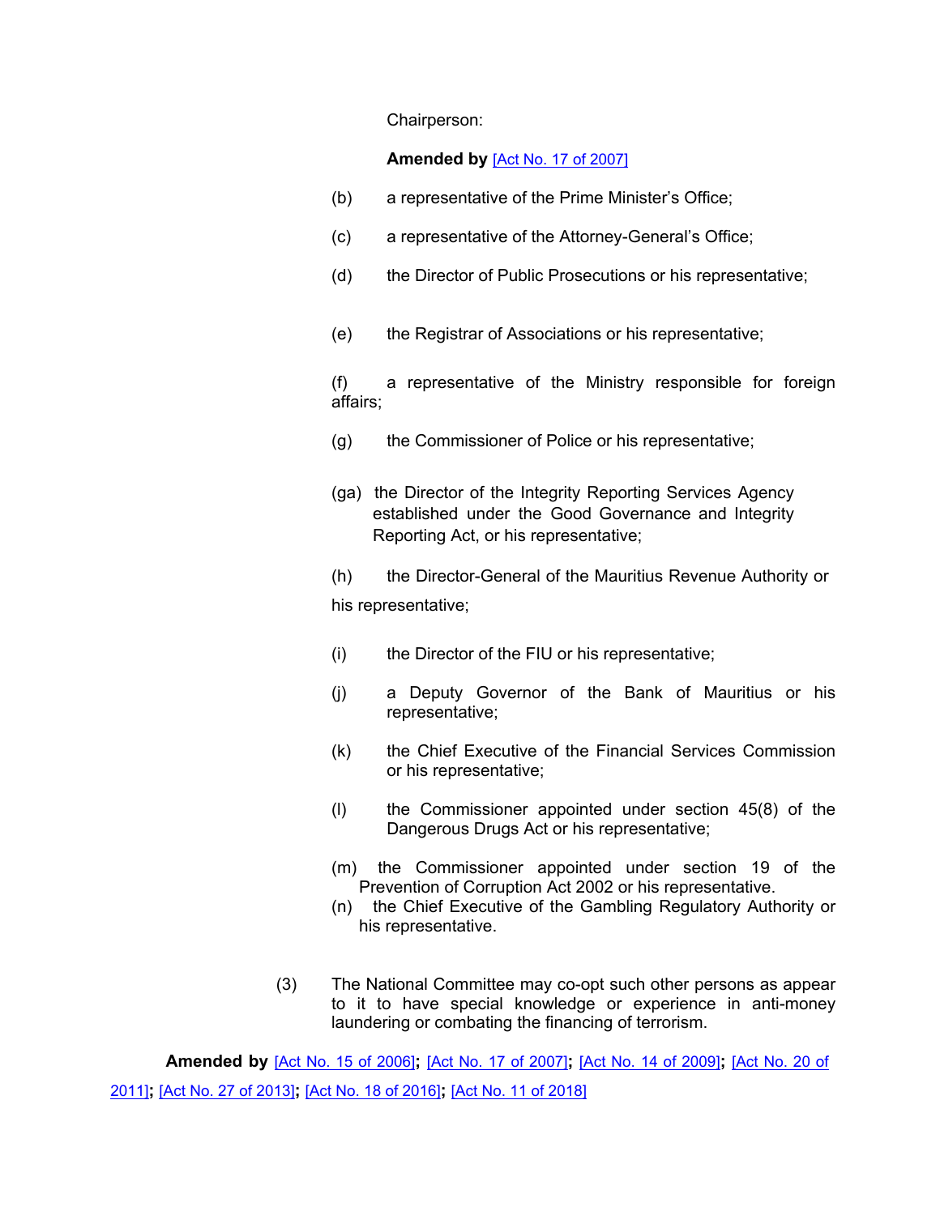Chairperson:

**Amended by** [Act No. 17 of 2007]

(b) a representative of the Prime Minister's Office;

(c) a representative of the Attorney-General's Office;

(d) the Director of Public Prosecutions or his representative;

(e) the Registrar of Associations or his representative;

(f) a representative of the Ministry responsible for foreign affairs;

(g) the Commissioner of Police or his representative;

(ga) the Director of the Integrity Reporting Services Agency established under the Good Governance and Integrity Reporting Act, or his representative;

(h) the Director-General of the Mauritius Revenue Authority or his representative;

(i) the Director of the FIU or his representative;

(j) a Deputy Governor of the Bank of Mauritius or his representative;

(k) the Chief Executive of the Financial Services Commission or his representative;

(l) the Commissioner appointed under section 45(8) of the Dangerous Drugs Act or his representative;

(m) the Commissioner appointed under section 19 of the Prevention of Corruption Act 2002 or his representative.

(n) the Chief Executive of the Gambling Regulatory Authority or his representative.

(3) The National Committee may co-opt such other persons as appear to it to have special knowledge or experience in anti-money laundering or combating the financing of terrorism.

**Amended by** [Act No. 15 of 2006]**;** [Act No. 17 of 2007]**;** [Act No. 14 of 2009]**;** [Act No. 20 of 2011]**;** [Act No. 27 of 2013]**;** [Act No. 18 of 2016]**;** [Act No. 11 of 2018]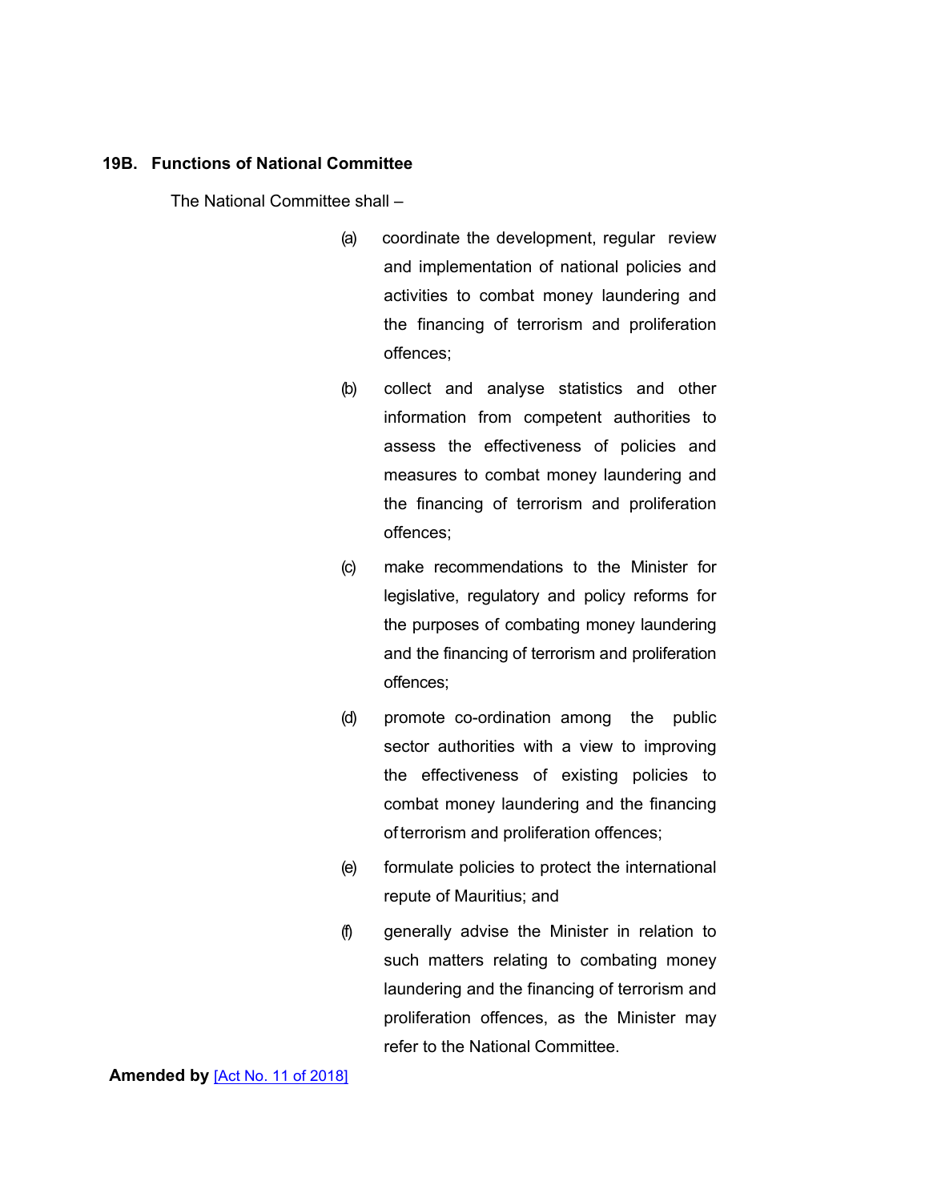**19B. Functions of National Committee**

The National Committee shall –

(a) coordinate the development, regular review and implementation of national policies and activities to combat money laundering and the financing of terrorism and proliferation offences;

(b) collect and analyse statistics and other information from competent authorities to assess the effectiveness of policies and measures to combat money laundering and the financing of terrorism and proliferation offences;

(c) make recommendations to the Minister for legislative, regulatory and policy reforms for the purposes of combating money laundering and the financing of terrorism and proliferation offences;

(d) promote co-ordination among the public sector authorities with a view to improving the effectiveness of existing policies to combat money laundering and the financing of terrorism and proliferation offences;

(e) formulate policies to protect the international repute of Mauritius; and

(f) generally advise the Minister in relation to such matters relating to combating money laundering and the financing of terrorism and proliferation offences, as the Minister may refer to the National Committee.

**Amended by** [Act No. 11 of 2018]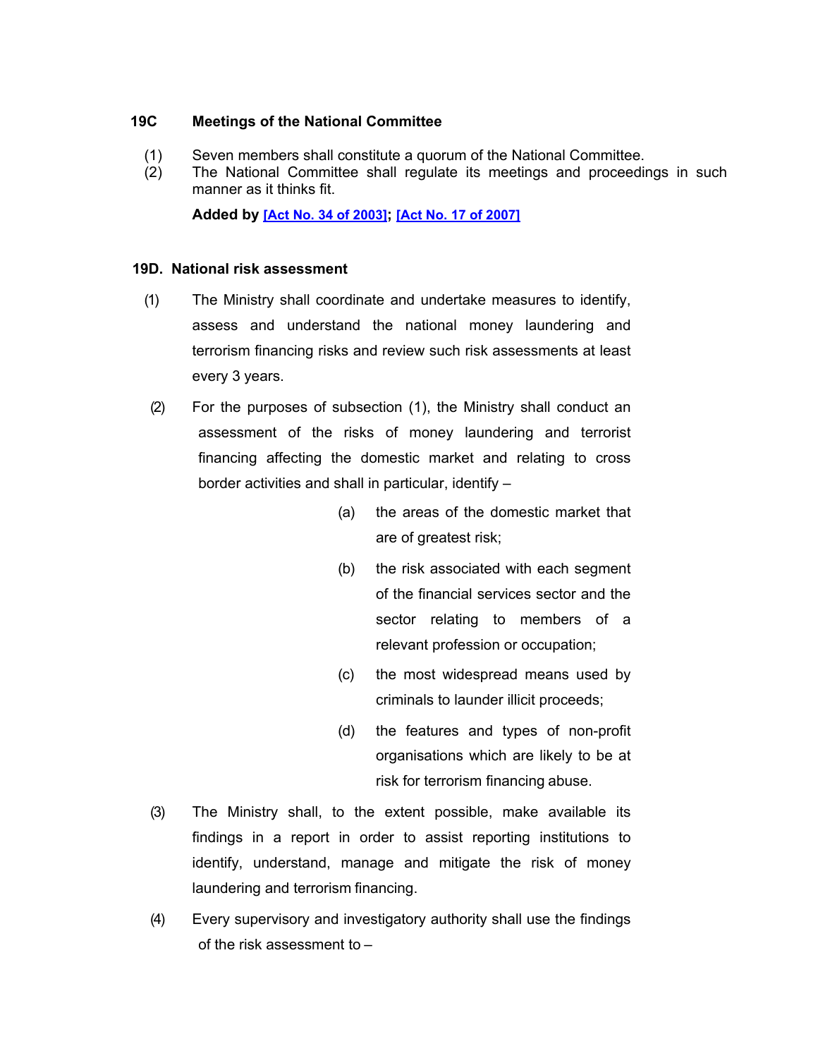### 19C Meetings of the National Committee

(1) Seven members shall constitute a quorum of the National Committee.

(2) The National Committee shall regulate its meetings and proceedings in such manner as it thinks fit.

**Added by [Act No. 34 of 2003]; [Act No. 17 of 2007]**

### 19D. National risk assessment

(1) The Ministry shall coordinate and undertake measures to identify, assess and understand the national money laundering and terrorism financing risks and review such risk assessments at least every 3 years.

(2) For the purposes of subsection (1), the Ministry shall conduct an assessment of the risks of money laundering and terrorist financing affecting the domestic market and relating to cross border activities and shall in particular, identify –

(a) the areas of the domestic market that are of greatest risk;

(b) the risk associated with each segment of the financial services sector and the sector relating to members of a relevant profession or occupation;

(c) the most widespread means used by criminals to launder illicit proceeds;

(d) the features and types of non-profit organisations which are likely to be at risk for terrorism financing abuse.

(3) The Ministry shall, to the extent possible, make available its findings in a report in order to assist reporting institutions to identify, understand, manage and mitigate the risk of money laundering and terrorism financing.

(4) Every supervisory and investigatory authority shall use the findings of the risk assessment to –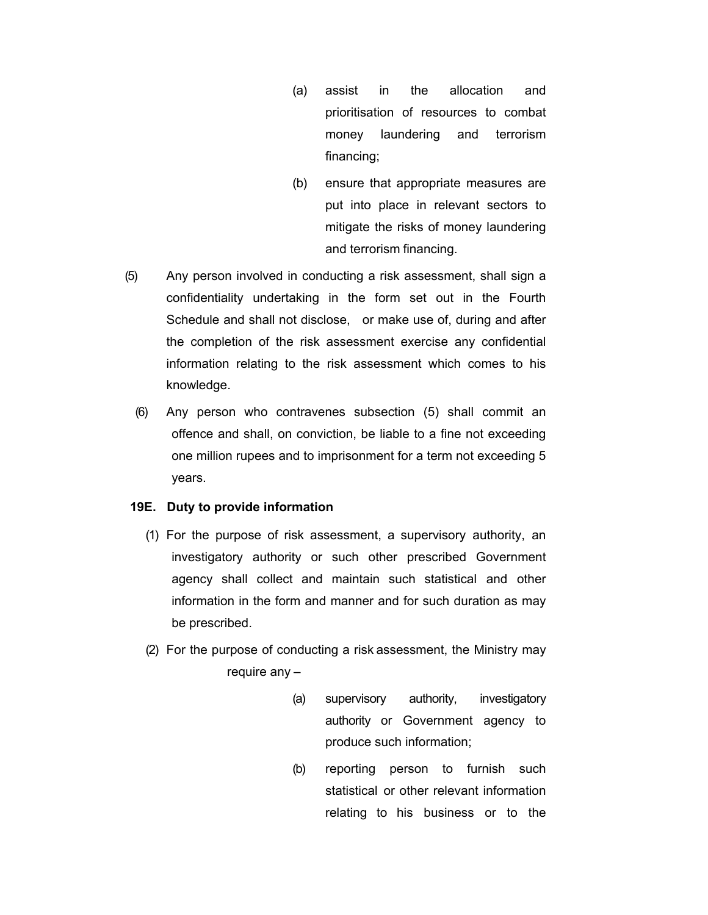(a) assist in the allocation and prioritisation of resources to combat money laundering and terrorism financing;

(b) ensure that appropriate measures are put into place in relevant sectors to mitigate the risks of money laundering and terrorism financing.

(5) Any person involved in conducting a risk assessment, shall sign a confidentiality undertaking in the form set out in the Fourth Schedule and shall not disclose, or make use of, during and after the completion of the risk assessment exercise any confidential information relating to the risk assessment which comes to his knowledge.

(6) Any person who contravenes subsection (5) shall commit an offence and shall, on conviction, be liable to a fine not exceeding one million rupees and to imprisonment for a term not exceeding 5 years.

**19E. Duty to provide information**

(1) For the purpose of risk assessment, a supervisory authority, an investigatory authority or such other prescribed Government agency shall collect and maintain such statistical and other information in the form and manner and for such duration as may be prescribed.

(2) For the purpose of conducting a risk assessment, the Ministry may require any –

(a) supervisory authority, investigatory authority or Government agency to produce such information;

(b) reporting person to furnish such statistical or other relevant information relating to his business or to the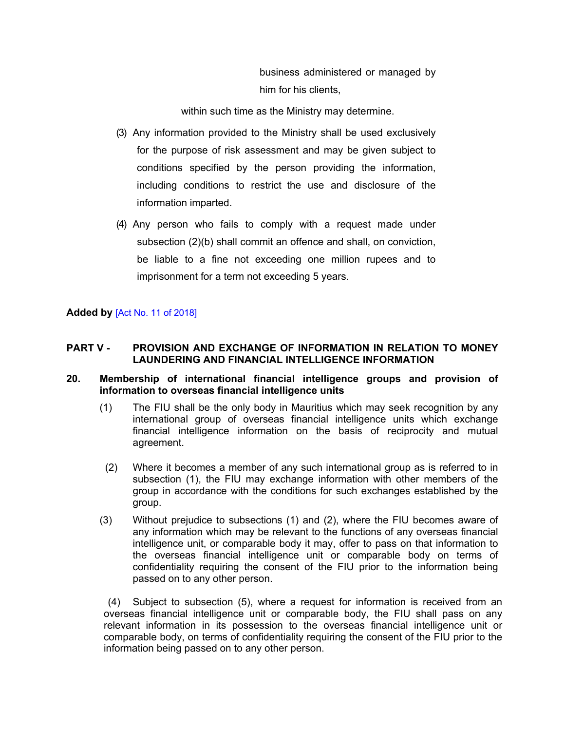business administered or managed by him for his clients,

within such time as the Ministry may determine.

(3) Any information provided to the Ministry shall be used exclusively for the purpose of risk assessment and may be given subject to conditions specified by the person providing the information, including conditions to restrict the use and disclosure of the information imparted.

(4) Any person who fails to comply with a request made under subsection (2)(b) shall commit an offence and shall, on conviction, be liable to a fine not exceeding one million rupees and to imprisonment for a term not exceeding 5 years.

**Added by** [Act No. 11 of 2018]

## PART V - PROVISION AND EXCHANGE OF INFORMATION IN RELATION TO MONEY LAUNDERING AND FINANCIAL INTELLIGENCE INFORMATION

### 20. Membership of international financial intelligence groups and provision of information to overseas financial intelligence units

(1) The FIU shall be the only body in Mauritius which may seek recognition by any international group of overseas financial intelligence units which exchange financial intelligence information on the basis of reciprocity and mutual agreement.

(2) Where it becomes a member of any such international group as is referred to in subsection (1), the FIU may exchange information with other members of the group in accordance with the conditions for such exchanges established by the group.

(3) Without prejudice to subsections (1) and (2), where the FIU becomes aware of any information which may be relevant to the functions of any overseas financial intelligence unit, or comparable body it may, offer to pass on that information to the overseas financial intelligence unit or comparable body on terms of confidentiality requiring the consent of the FIU prior to the information being passed on to any other person.

(4) Subject to subsection (5), where a request for information is received from an overseas financial intelligence unit or comparable body, the FIU shall pass on any relevant information in its possession to the overseas financial intelligence unit or comparable body, on terms of confidentiality requiring the consent of the FIU prior to the information being passed on to any other person.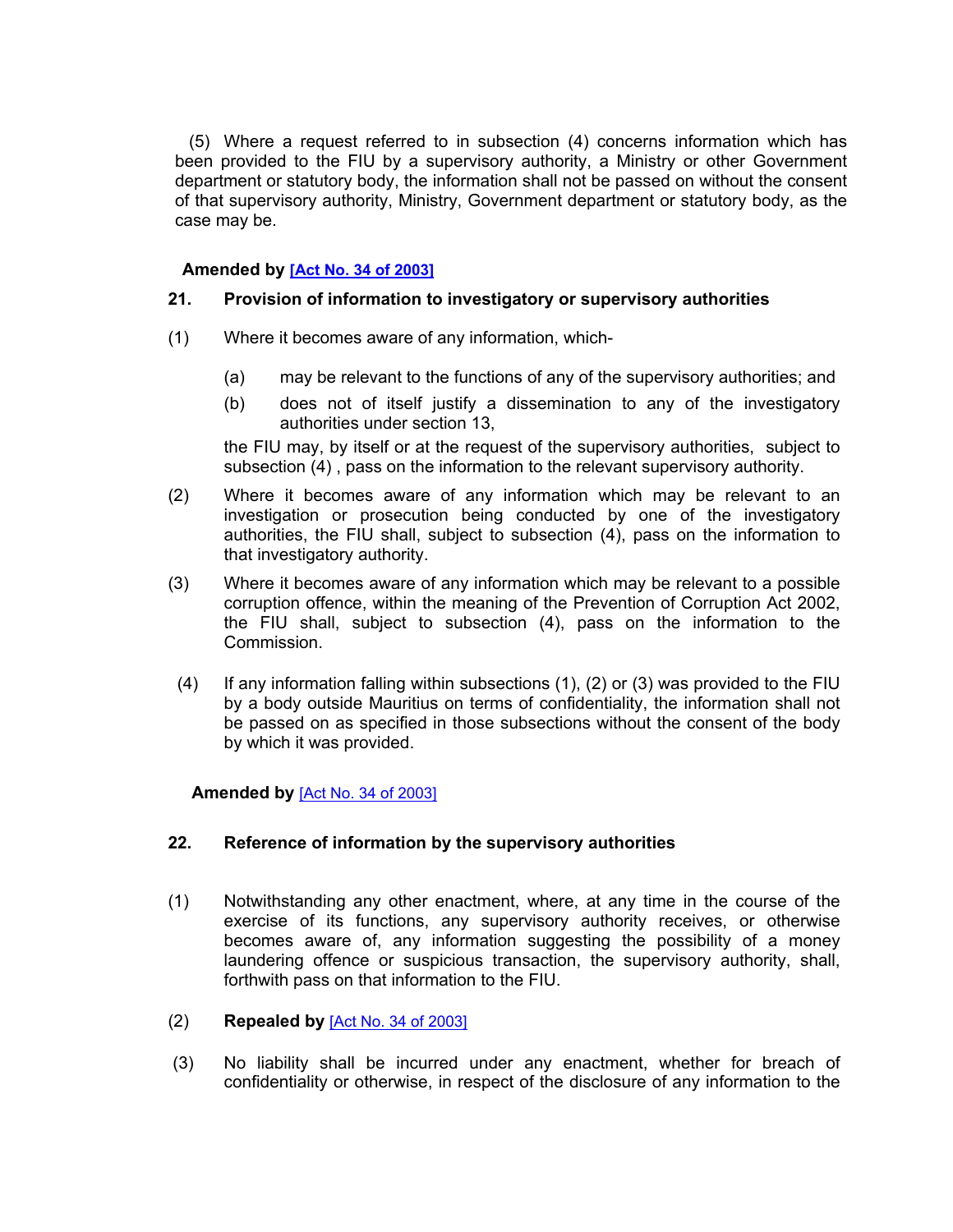(5) Where a request referred to in subsection (4) concerns information which has been provided to the FIU by a supervisory authority, a Ministry or other Government department or statutory body, the information shall not be passed on without the consent of that supervisory authority, Ministry, Government department or statutory body, as the case may be.

**Amended by [Act No. 34 of 2003]**

### 21. Provision of information to investigatory or supervisory authorities

(1) Where it becomes aware of any information, which-

(a) may be relevant to the functions of any of the supervisory authorities; and

(b) does not of itself justify a dissemination to any of the investigatory authorities under section 13,

the FIU may, by itself or at the request of the supervisory authorities, subject to subsection (4) , pass on the information to the relevant supervisory authority.

(2) Where it becomes aware of any information which may be relevant to an investigation or prosecution being conducted by one of the investigatory authorities, the FIU shall, subject to subsection (4), pass on the information to that investigatory authority.

(3) Where it becomes aware of any information which may be relevant to a possible corruption offence, within the meaning of the Prevention of Corruption Act 2002, the FIU shall, subject to subsection (4), pass on the information to the Commission.

(4) If any information falling within subsections (1), (2) or (3) was provided to the FIU by a body outside Mauritius on terms of confidentiality, the information shall not be passed on as specified in those subsections without the consent of the body by which it was provided.

**Amended by** [Act No. 34 of 2003]

### 22. Reference of information by the supervisory authorities

(1) Notwithstanding any other enactment, where, at any time in the course of the exercise of its functions, any supervisory authority receives, or otherwise becomes aware of, any information suggesting the possibility of a money laundering offence or suspicious transaction, the supervisory authority, shall, forthwith pass on that information to the FIU.

(2) **Repealed by** [Act No. 34 of 2003]

(3) No liability shall be incurred under any enactment, whether for breach of confidentiality or otherwise, in respect of the disclosure of any information to the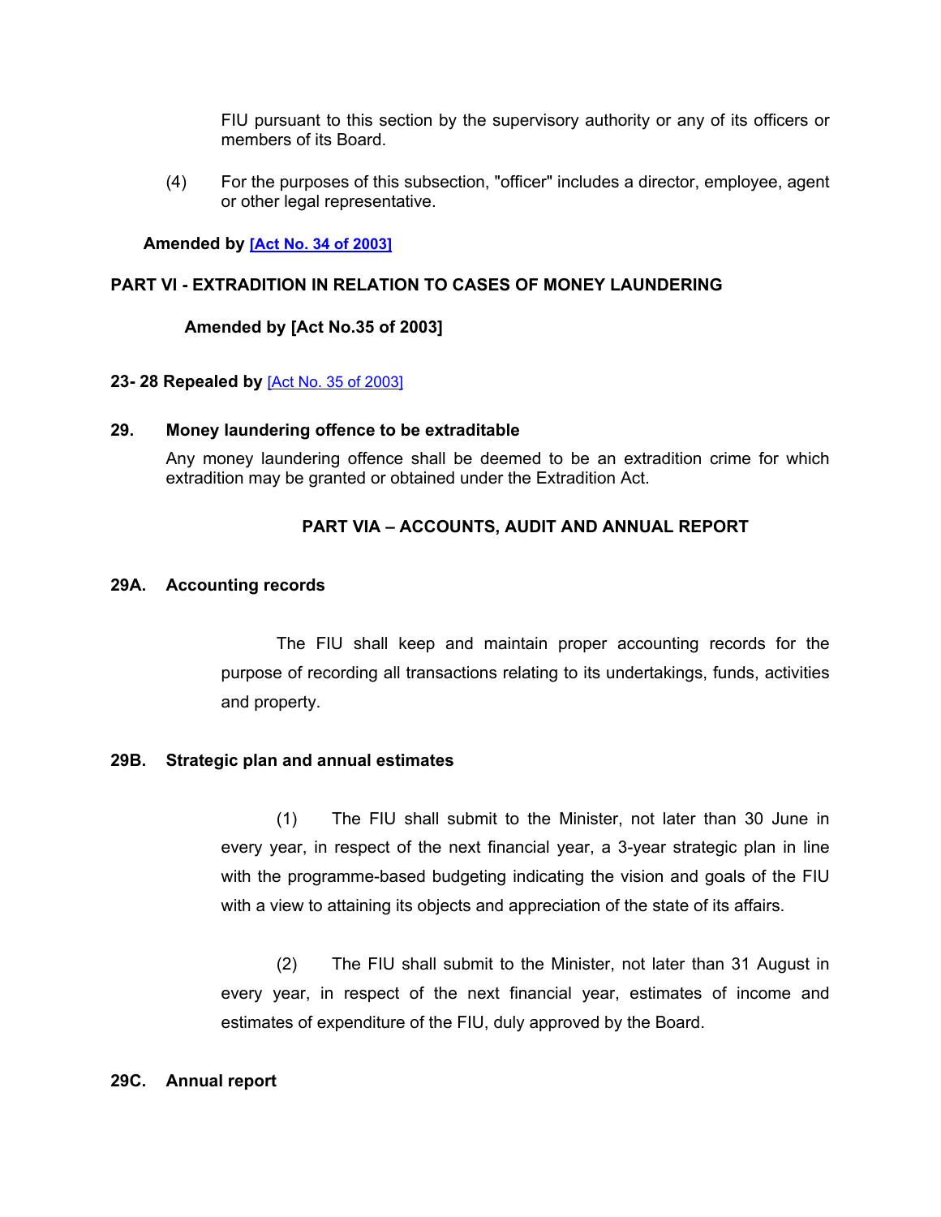FIU pursuant to this section by the supervisory authority or any of its officers or members of its Board.

(4) For the purposes of this subsection, "officer" includes a director, employee, agent or other legal representative.

**Amended by [Act No. 34 of 2003]**

**PART VI - EXTRADITION IN RELATION TO CASES OF MONEY LAUNDERING**

**Amended by [Act No.35 of 2003]**

**23- 28 Repealed by** [Act No. 35 of 2003]

**29. Money laundering offence to be extraditable**

Any money laundering offence shall be deemed to be an extradition crime for which extradition may be granted or obtained under the Extradition Act.

**PART VIA – ACCOUNTS, AUDIT AND ANNUAL REPORT**

**29A. Accounting records**

The FIU shall keep and maintain proper accounting records for the purpose of recording all transactions relating to its undertakings, funds, activities and property.

**29B. Strategic plan and annual estimates**

(1) The FIU shall submit to the Minister, not later than 30 June in every year, in respect of the next financial year, a 3-year strategic plan in line with the programme-based budgeting indicating the vision and goals of the FIU with a view to attaining its objects and appreciation of the state of its affairs.

(2) The FIU shall submit to the Minister, not later than 31 August in every year, in respect of the next financial year, estimates of income and estimates of expenditure of the FIU, duly approved by the Board.

**29C. Annual report**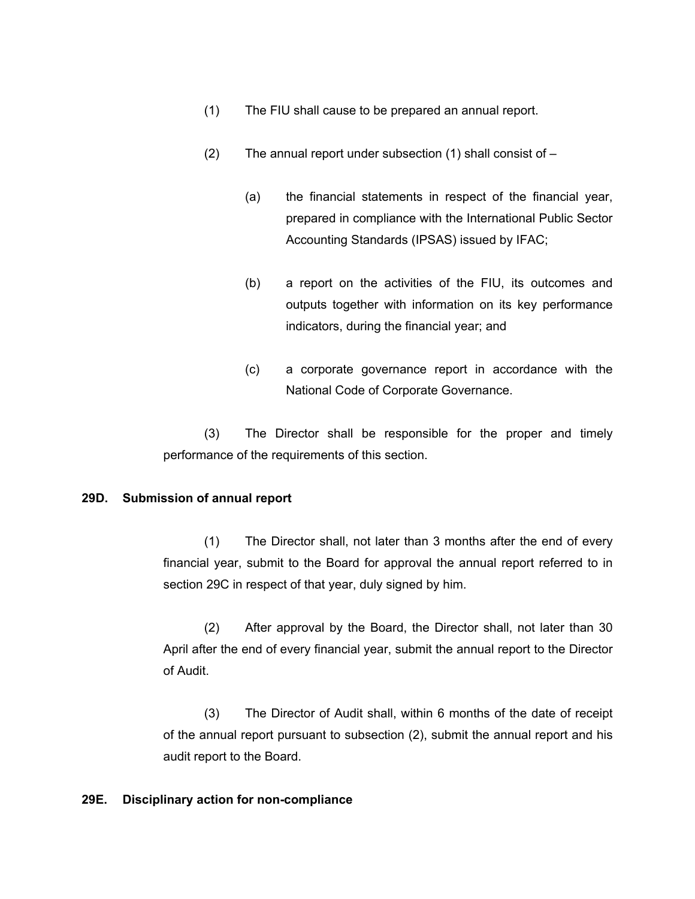(1) The FIU shall cause to be prepared an annual report.

(2) The annual report under subsection (1) shall consist of –

(a) the financial statements in respect of the financial year, prepared in compliance with the International Public Sector Accounting Standards (IPSAS) issued by IFAC;

(b) a report on the activities of the FIU, its outcomes and outputs together with information on its key performance indicators, during the financial year; and

(c) a corporate governance report in accordance with the National Code of Corporate Governance.

(3) The Director shall be responsible for the proper and timely performance of the requirements of this section.

**29D. Submission of annual report**

(1) The Director shall, not later than 3 months after the end of every financial year, submit to the Board for approval the annual report referred to in section 29C in respect of that year, duly signed by him.

(2) After approval by the Board, the Director shall, not later than 30 April after the end of every financial year, submit the annual report to the Director of Audit.

(3) The Director of Audit shall, within 6 months of the date of receipt of the annual report pursuant to subsection (2), submit the annual report and his audit report to the Board.

**29E. Disciplinary action for non-compliance**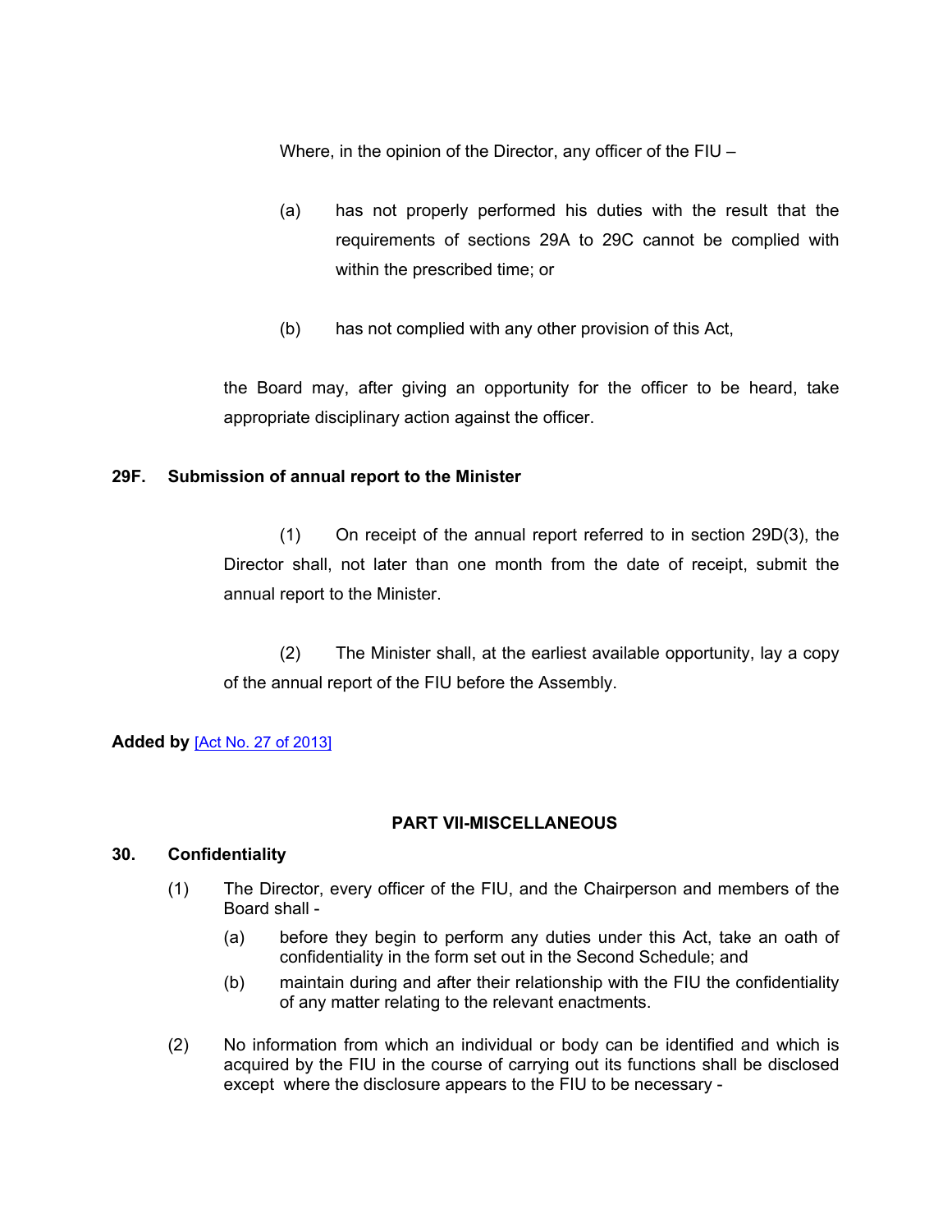Where, in the opinion of the Director, any officer of the FIU –

(a) has not properly performed his duties with the result that the requirements of sections 29A to 29C cannot be complied with within the prescribed time; or

(b) has not complied with any other provision of this Act,

the Board may, after giving an opportunity for the officer to be heard, take appropriate disciplinary action against the officer.

**29F. Submission of annual report to the Minister**

(1) On receipt of the annual report referred to in section 29D(3), the Director shall, not later than one month from the date of receipt, submit the annual report to the Minister.

(2) The Minister shall, at the earliest available opportunity, lay a copy of the annual report of the FIU before the Assembly.

**Added by** [Act No. 27 of 2013]

**PART VII-MISCELLANEOUS**

**30. Confidentiality**

(1) The Director, every officer of the FIU, and the Chairperson and members of the Board shall -

(a) before they begin to perform any duties under this Act, take an oath of confidentiality in the form set out in the Second Schedule; and

(b) maintain during and after their relationship with the FIU the confidentiality of any matter relating to the relevant enactments.

(2) No information from which an individual or body can be identified and which is acquired by the FIU in the course of carrying out its functions shall be disclosed except where the disclosure appears to the FIU to be necessary -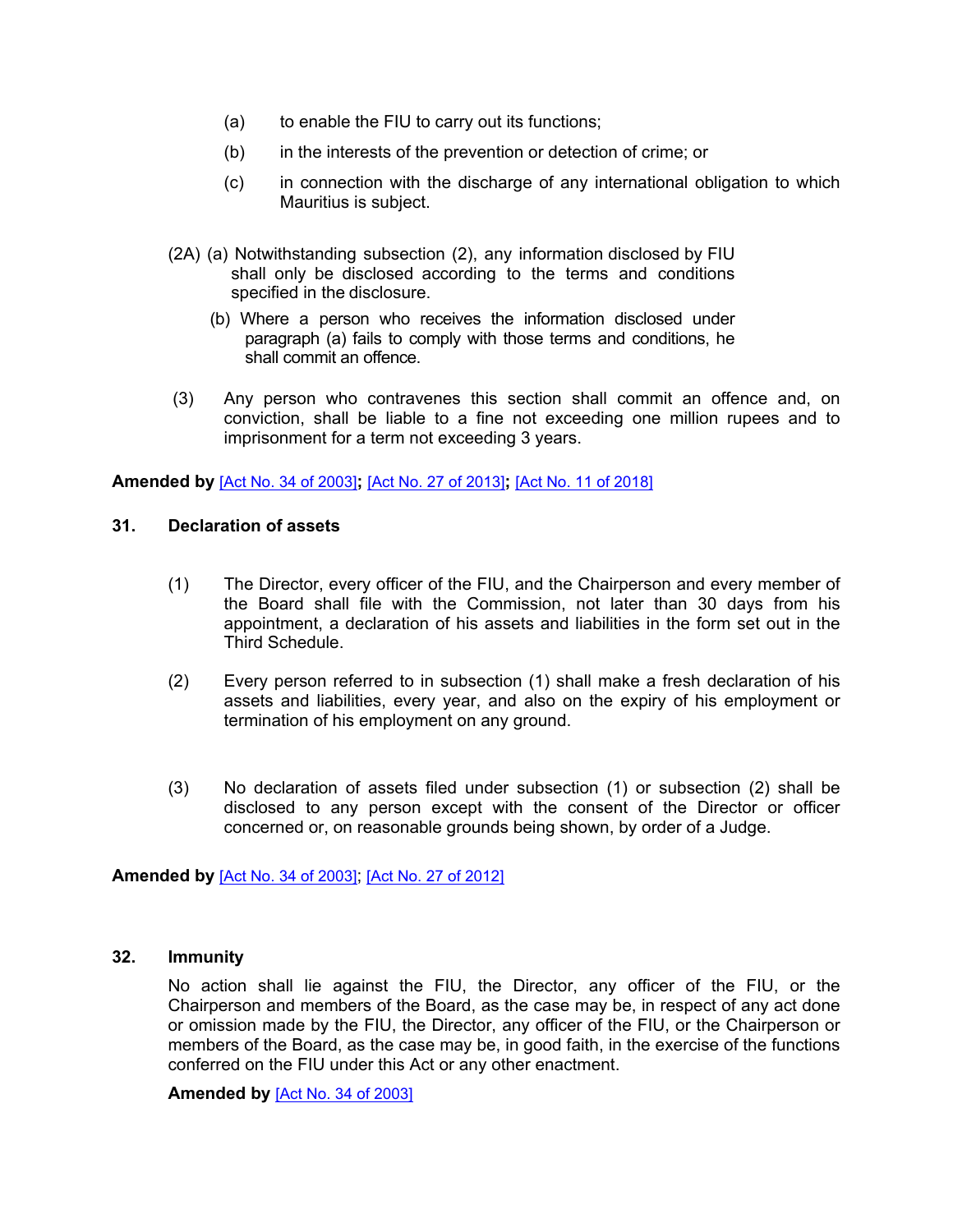(a) to enable the FIU to carry out its functions;

(b) in the interests of the prevention or detection of crime; or

(c) in connection with the discharge of any international obligation to which Mauritius is subject.

(2A) (a) Notwithstanding subsection (2), any information disclosed by FIU shall only be disclosed according to the terms and conditions specified in the disclosure.

(b) Where a person who receives the information disclosed under paragraph (a) fails to comply with those terms and conditions, he shall commit an offence.

(3) Any person who contravenes this section shall commit an offence and, on conviction, shall be liable to a fine not exceeding one million rupees and to imprisonment for a term not exceeding 3 years.

**Amended by** [Act No. 34 of 2003]**;** [Act No. 27 of 2013]**;** [Act No. 11 of 2018]

**31. Declaration of assets**

(1) The Director, every officer of the FIU, and the Chairperson and every member of the Board shall file with the Commission, not later than 30 days from his appointment, a declaration of his assets and liabilities in the form set out in the Third Schedule.

(2) Every person referred to in subsection (1) shall make a fresh declaration of his assets and liabilities, every year, and also on the expiry of his employment or termination of his employment on any ground.

(3) No declaration of assets filed under subsection (1) or subsection (2) shall be disclosed to any person except with the consent of the Director or officer concerned or, on reasonable grounds being shown, by order of a Judge.

**Amended by** [Act No. 34 of 2003]; [Act No. 27 of 2012]

**32. Immunity**

No action shall lie against the FIU, the Director, any officer of the FIU, or the Chairperson and members of the Board, as the case may be, in respect of any act done or omission made by the FIU, the Director, any officer of the FIU, or the Chairperson or members of the Board, as the case may be, in good faith, in the exercise of the functions conferred on the FIU under this Act or any other enactment.

**Amended by** [Act No. 34 of 2003]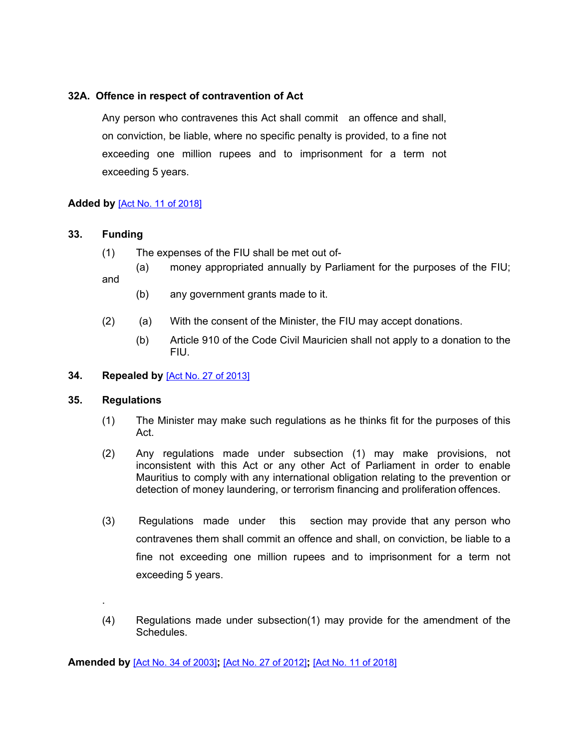**32A. Offence in respect of contravention of Act**

Any person who contravenes this Act shall commit an offence and shall, on conviction, be liable, where no specific penalty is provided, to a fine not exceeding one million rupees and to imprisonment for a term not exceeding 5 years.

**Added by** [Act No. 11 of 2018]

**33. Funding**

(1) The expenses of the FIU shall be met out of-

(a) money appropriated annually by Parliament for the purposes of the FIU; and

(b) any government grants made to it.

(2) (a) With the consent of the Minister, the FIU may accept donations.

(b) Article 910 of the Code Civil Mauricien shall not apply to a donation to the FIU.

**34. Repealed by** [Act No. 27 of 2013]

**35. Regulations**

(1) The Minister may make such regulations as he thinks fit for the purposes of this Act.

(2) Any regulations made under subsection (1) may make provisions, not inconsistent with this Act or any other Act of Parliament in order to enable Mauritius to comply with any international obligation relating to the prevention or detection of money laundering, or terrorism financing and proliferation offences.

(3) Regulations made under this section may provide that any person who contravenes them shall commit an offence and shall, on conviction, be liable to a fine not exceeding one million rupees and to imprisonment for a term not exceeding 5 years.

.

(4) Regulations made under subsection(1) may provide for the amendment of the Schedules.

**Amended by** [Act No. 34 of 2003]**;** [Act No. 27 of 2012]**;** [Act No. 11 of 2018]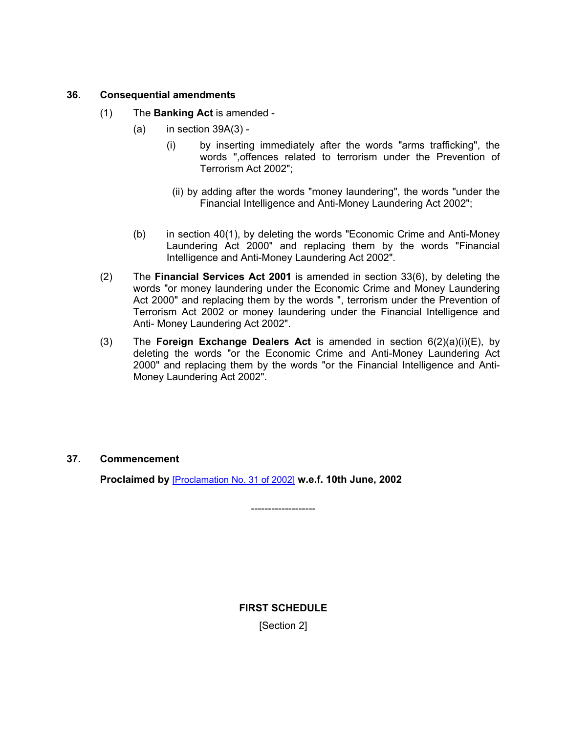### 36. Consequential amendments

(1) The **Banking Act** is amended -

(a) in section 39A(3) -

(i) by inserting immediately after the words "arms trafficking", the words ",offences related to terrorism under the Prevention of Terrorism Act 2002";

(ii) by adding after the words "money laundering", the words "under the Financial Intelligence and Anti-Money Laundering Act 2002";

(b) in section 40(1), by deleting the words "Economic Crime and Anti-Money Laundering Act 2000" and replacing them by the words "Financial Intelligence and Anti-Money Laundering Act 2002".

(2) The **Financial Services Act 2001** is amended in section 33(6), by deleting the words "or money laundering under the Economic Crime and Money Laundering Act 2000" and replacing them by the words ", terrorism under the Prevention of Terrorism Act 2002 or money laundering under the Financial Intelligence and Anti- Money Laundering Act 2002".

(3) The **Foreign Exchange Dealers Act** is amended in section 6(2)(a)(i)(E), by deleting the words "or the Economic Crime and Anti-Money Laundering Act 2000" and replacing them by the words "or the Financial Intelligence and Anti-Money Laundering Act 2002".

### 37. Commencement

**Proclaimed by** [Proclamation No. 31 of 2002] **w.e.f. 10th June, 2002**

-------------------

**FIRST SCHEDULE**

[Section 2]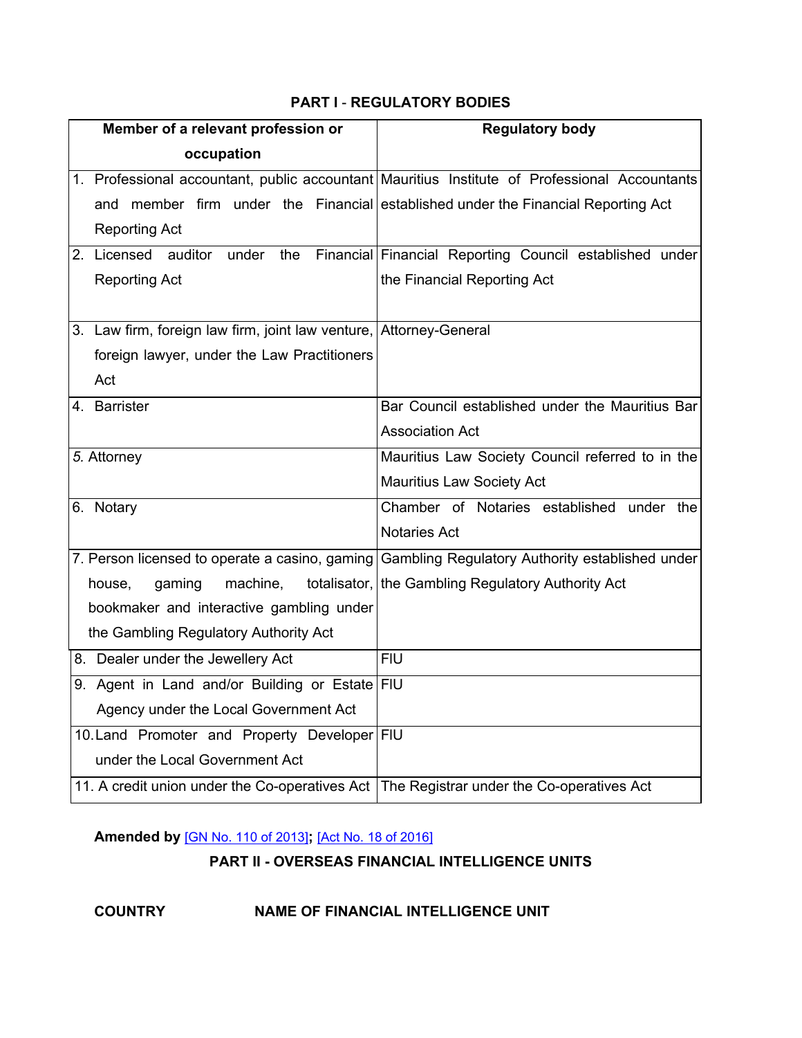## PART I - REGULATORY BODIES

| Member of a relevant profession or occupation | Regulatory body |
|---|---|
| 1. Professional accountant, public accountant and member firm under the Financial Reporting Act | Mauritius Institute of Professional Accountants established under the Financial Reporting Act |
| 2. Licensed auditor under the Financial Reporting Act | Financial Reporting Council established under the Financial Reporting Act |
| 3. Law firm, foreign law firm, joint law venture, foreign lawyer, under the Law Practitioners Act | Attorney-General |
| 4. Barrister | Bar Council established under the Mauritius Bar Association Act |
| *5.* Attorney | Mauritius Law Society Council referred to in the Mauritius Law Society Act |
| 6. Notary | Chamber of Notaries established under the Notaries Act |
| 7. Person licensed to operate a casino, gaming house, gaming machine, totalisator, bookmaker and interactive gambling under the Gambling Regulatory Authority Act | Gambling Regulatory Authority established under the Gambling Regulatory Authority Act |
| 8. Dealer under the Jewellery Act | FIU |
| 9. Agent in Land and/or Building or Estate Agency under the Local Government Act | FIU |
| 10. Land Promoter and Property Developer under the Local Government Act | FIU |
| 11. A credit union under the Co-operatives Act | The Registrar under the Co-operatives Act |

**Amended by** [GN No. 110 of 2013]**;** [Act No. 18 of 2016]

## PART II - OVERSEAS FINANCIAL INTELLIGENCE UNITS

**COUNTRY** **NAME OF FINANCIAL INTELLIGENCE UNIT**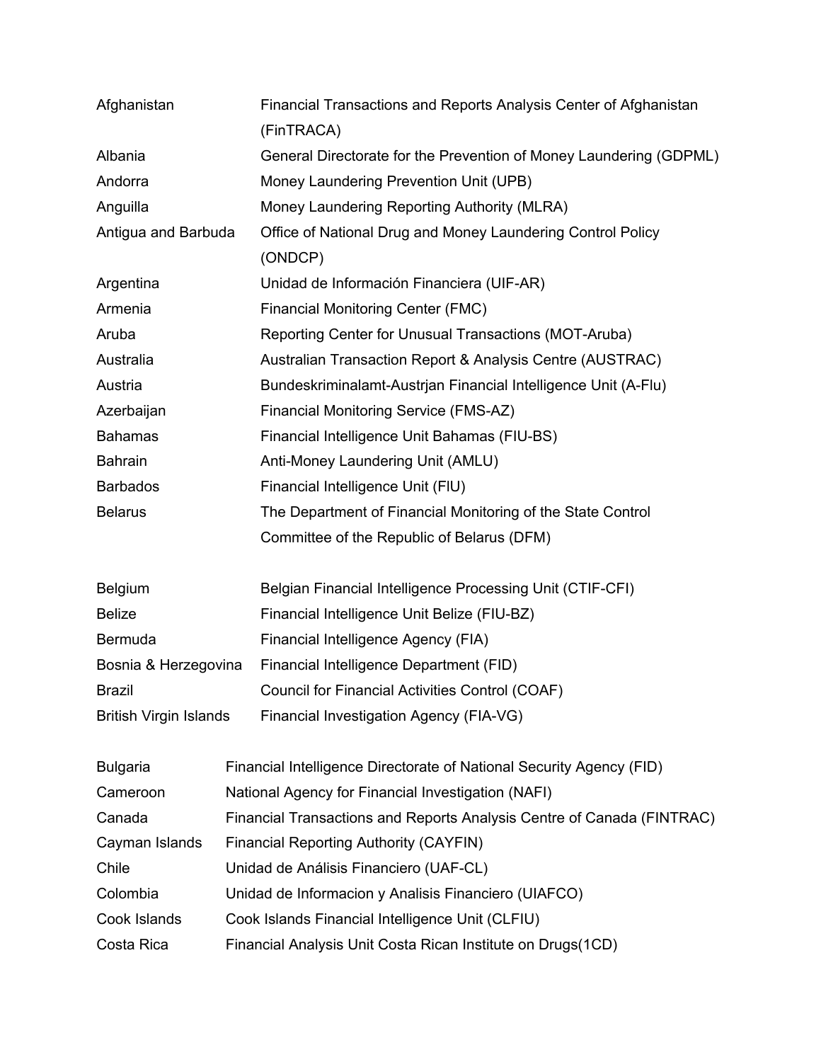| | |
|---|---|
| Afghanistan | Financial Transactions and Reports Analysis Center of Afghanistan (FinTRACA) |
| Albania | General Directorate for the Prevention of Money Laundering (GDPML) |
| Andorra | Money Laundering Prevention Unit (UPB) |
| Anguilla | Money Laundering Reporting Authority (MLRA) |
| Antigua and Barbuda | Office of National Drug and Money Laundering Control Policy (ONDCP) |
| Argentina | Unidad de Información Financiera (UIF-AR) |
| Armenia | Financial Monitoring Center (FMC) |
| Aruba | Reporting Center for Unusual Transactions (MOT-Aruba) |
| Australia | Australian Transaction Report & Analysis Centre (AUSTRAC) |
| Austria | Bundeskriminalamt-Austrjan Financial Intelligence Unit (A-Flu) |
| Azerbaijan | Financial Monitoring Service (FMS-AZ) |
| Bahamas | Financial Intelligence Unit Bahamas (FIU-BS) |
| Bahrain | Anti-Money Laundering Unit (AMLU) |
| Barbados | Financial Intelligence Unit (FIU) |
| Belarus | The Department of Financial Monitoring of the State Control Committee of the Republic of Belarus (DFM) |

| | |
|---|---|
| Belgium | Belgian Financial Intelligence Processing Unit (CTIF-CFI) |
| Belize | Financial Intelligence Unit Belize (FIU-BZ) |
| Bermuda | Financial Intelligence Agency (FIA) |
| Bosnia & Herzegovina | Financial Intelligence Department (FID) |
| Brazil | Council for Financial Activities Control (COAF) |
| British Virgin Islands | Financial Investigation Agency (FIA-VG) |

| | |
|---|---|
| Bulgaria | Financial Intelligence Directorate of National Security Agency (FID) |
| Cameroon | National Agency for Financial Investigation (NAFI) |
| Canada | Financial Transactions and Reports Analysis Centre of Canada (FINTRAC) |
| Cayman Islands | Financial Reporting Authority (CAYFIN) |
| Chile | Unidad de Análisis Financiero (UAF-CL) |
| Colombia | Unidad de Informacion y Analisis Financiero (UIAFCO) |
| Cook Islands | Cook Islands Financial Intelligence Unit (CLFIU) |
| Costa Rica | Financial Analysis Unit Costa Rican Institute on Drugs(1CD) |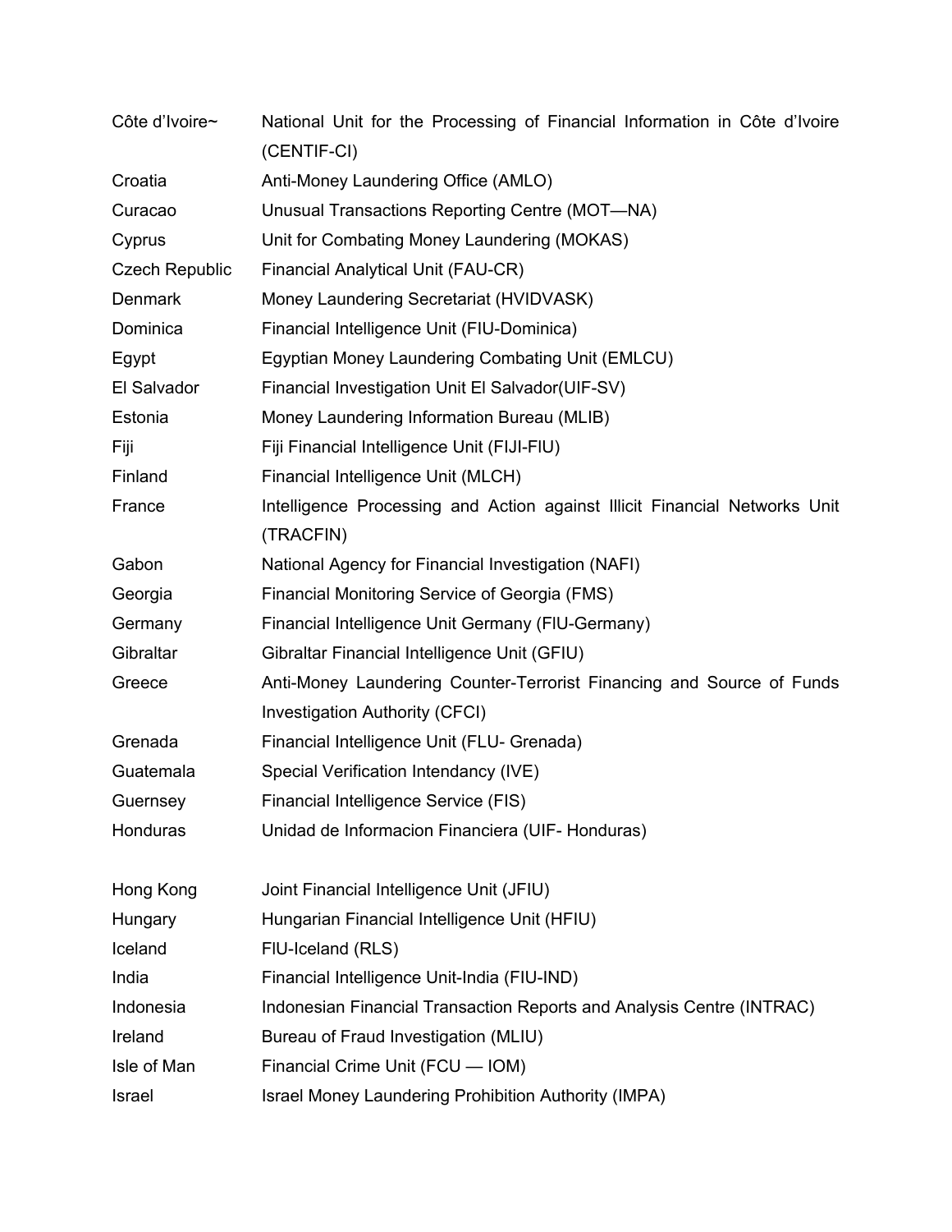| | |
|---|---|
| Côte d'Ivoire~ | National Unit for the Processing of Financial Information in Côte d'Ivoire (CENTIF-CI) |
| Croatia | Anti-Money Laundering Office (AMLO) |
| Curacao | Unusual Transactions Reporting Centre (MOT—NA) |
| Cyprus | Unit for Combating Money Laundering (MOKAS) |
| Czech Republic | Financial Analytical Unit (FAU-CR) |
| Denmark | Money Laundering Secretariat (HVIDVASK) |
| Dominica | Financial Intelligence Unit (FIU-Dominica) |
| Egypt | Egyptian Money Laundering Combating Unit (EMLCU) |
| El Salvador | Financial Investigation Unit El Salvador(UIF-SV) |
| Estonia | Money Laundering Information Bureau (MLIB) |
| Fiji | Fiji Financial Intelligence Unit (FIJI-FIU) |
| Finland | Financial Intelligence Unit (MLCH) |
| France | Intelligence Processing and Action against Illicit Financial Networks Unit (TRACFIN) |
| Gabon | National Agency for Financial Investigation (NAFI) |
| Georgia | Financial Monitoring Service of Georgia (FMS) |
| Germany | Financial Intelligence Unit Germany (FIU-Germany) |
| Gibraltar | Gibraltar Financial Intelligence Unit (GFIU) |
| Greece | Anti-Money Laundering Counter-Terrorist Financing and Source of Funds Investigation Authority (CFCI) |
| Grenada | Financial Intelligence Unit (FLU- Grenada) |
| Guatemala | Special Verification Intendancy (IVE) |
| Guernsey | Financial Intelligence Service (FIS) |
| Honduras | Unidad de Informacion Financiera (UIF- Honduras) |
| Hong Kong | Joint Financial Intelligence Unit (JFIU) |
| Hungary | Hungarian Financial Intelligence Unit (HFIU) |
| Iceland | FIU-Iceland (RLS) |
| India | Financial Intelligence Unit-India (FIU-IND) |
| Indonesia | Indonesian Financial Transaction Reports and Analysis Centre (INTRAC) |
| Ireland | Bureau of Fraud Investigation (MLIU) |
| Isle of Man | Financial Crime Unit (FCU — IOM) |
| Israel | Israel Money Laundering Prohibition Authority (IMPA) |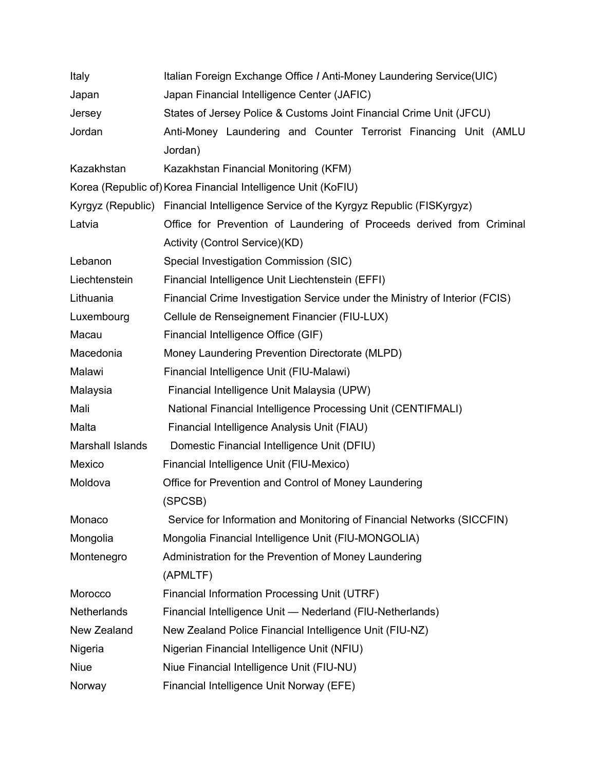| | |
|---|---|
| Italy | Italian Foreign Exchange Office / Anti-Money Laundering Service(UIC) |
| Japan | Japan Financial Intelligence Center (JAFIC) |
| Jersey | States of Jersey Police & Customs Joint Financial Crime Unit (JFCU) |
| Jordan | Anti-Money Laundering and Counter Terrorist Financing Unit (AMLU Jordan) |
| Kazakhstan | Kazakhstan Financial Monitoring (KFM) |
| Korea (Republic of) | Korea Financial Intelligence Unit (KoFIU) |
| Kyrgyz (Republic) | Financial Intelligence Service of the Kyrgyz Republic (FISKyrgyz) |
| Latvia | Office for Prevention of Laundering of Proceeds derived from Criminal Activity (Control Service)(KD) |
| Lebanon | Special Investigation Commission (SIC) |
| Liechtenstein | Financial Intelligence Unit Liechtenstein (EFFI) |
| Lithuania | Financial Crime Investigation Service under the Ministry of Interior (FCIS) |
| Luxembourg | Cellule de Renseignement Financier (FIU-LUX) |
| Macau | Financial Intelligence Office (GIF) |
| Macedonia | Money Laundering Prevention Directorate (MLPD) |
| Malawi | Financial Intelligence Unit (FIU-Malawi) |
| Malaysia | Financial Intelligence Unit Malaysia (UPW) |
| Mali | National Financial Intelligence Processing Unit (CENTIFMALI) |
| Malta | Financial Intelligence Analysis Unit (FIAU) |
| Marshall Islands | Domestic Financial Intelligence Unit (DFIU) |
| Mexico | Financial Intelligence Unit (FIU-Mexico) |
| Moldova | Office for Prevention and Control of Money Laundering (SPCSB) |
| Monaco | Service for Information and Monitoring of Financial Networks (SICCFIN) |
| Mongolia | Mongolia Financial Intelligence Unit (FIU-MONGOLIA) |
| Montenegro | Administration for the Prevention of Money Laundering (APMLTF) |
| Morocco | Financial Information Processing Unit (UTRF) |
| Netherlands | Financial Intelligence Unit — Nederland (FIU-Netherlands) |
| New Zealand | New Zealand Police Financial Intelligence Unit (FIU-NZ) |
| Nigeria | Nigerian Financial Intelligence Unit (NFIU) |
| Niue | Niue Financial Intelligence Unit (FIU-NU) |
| Norway | Financial Intelligence Unit Norway (EFE) |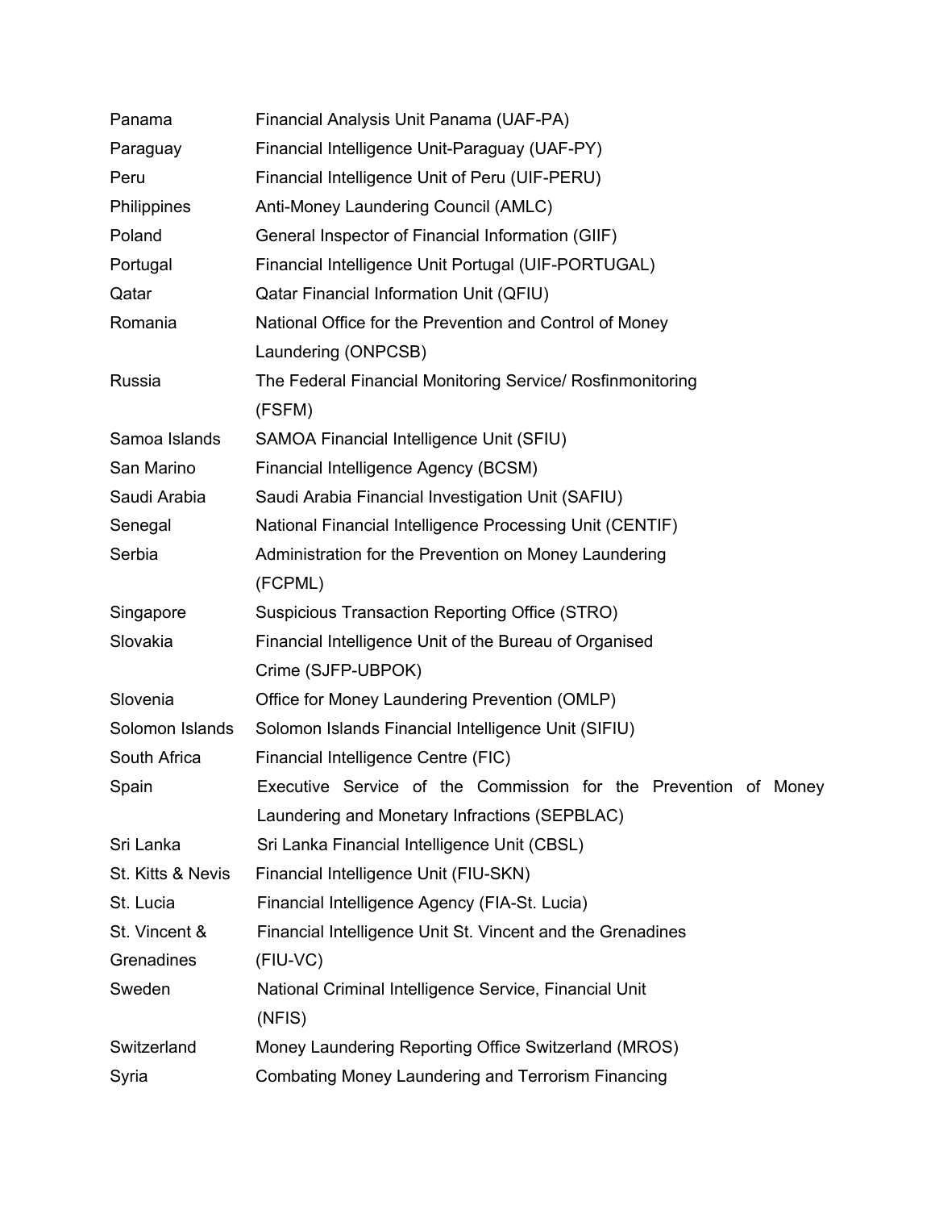| | |
|---|---|
| Panama | Financial Analysis Unit Panama (UAF-PA) |
| Paraguay | Financial Intelligence Unit-Paraguay (UAF-PY) |
| Peru | Financial Intelligence Unit of Peru (UIF-PERU) |
| Philippines | Anti-Money Laundering Council (AMLC) |
| Poland | General Inspector of Financial Information (GIIF) |
| Portugal | Financial Intelligence Unit Portugal (UIF-PORTUGAL) |
| Qatar | Qatar Financial Information Unit (QFIU) |
| Romania | National Office for the Prevention and Control of Money Laundering (ONPCSB) |
| Russia | The Federal Financial Monitoring Service/ Rosfinmonitoring (FSFM) |
| Samoa Islands | SAMOA Financial Intelligence Unit (SFIU) |
| San Marino | Financial Intelligence Agency (BCSM) |
| Saudi Arabia | Saudi Arabia Financial Investigation Unit (SAFIU) |
| Senegal | National Financial Intelligence Processing Unit (CENTIF) |
| Serbia | Administration for the Prevention on Money Laundering (FCPML) |
| Singapore | Suspicious Transaction Reporting Office (STRO) |
| Slovakia | Financial Intelligence Unit of the Bureau of Organised Crime (SJFP-UBPOK) |
| Slovenia | Office for Money Laundering Prevention (OMLP) |
| Solomon Islands | Solomon Islands Financial Intelligence Unit (SIFIU) |
| South Africa | Financial Intelligence Centre (FIC) |
| Spain | Executive Service of the Commission for the Prevention of Money Laundering and Monetary Infractions (SEPBLAC) |
| Sri Lanka | Sri Lanka Financial Intelligence Unit (CBSL) |
| St. Kitts & Nevis | Financial Intelligence Unit (FIU-SKN) |
| St. Lucia | Financial Intelligence Agency (FIA-St. Lucia) |
| St. Vincent & Grenadines | Financial Intelligence Unit St. Vincent and the Grenadines (FIU-VC) |
| Sweden | National Criminal Intelligence Service, Financial Unit (NFIS) |
| Switzerland | Money Laundering Reporting Office Switzerland (MROS) |
| Syria | Combating Money Laundering and Terrorism Financing |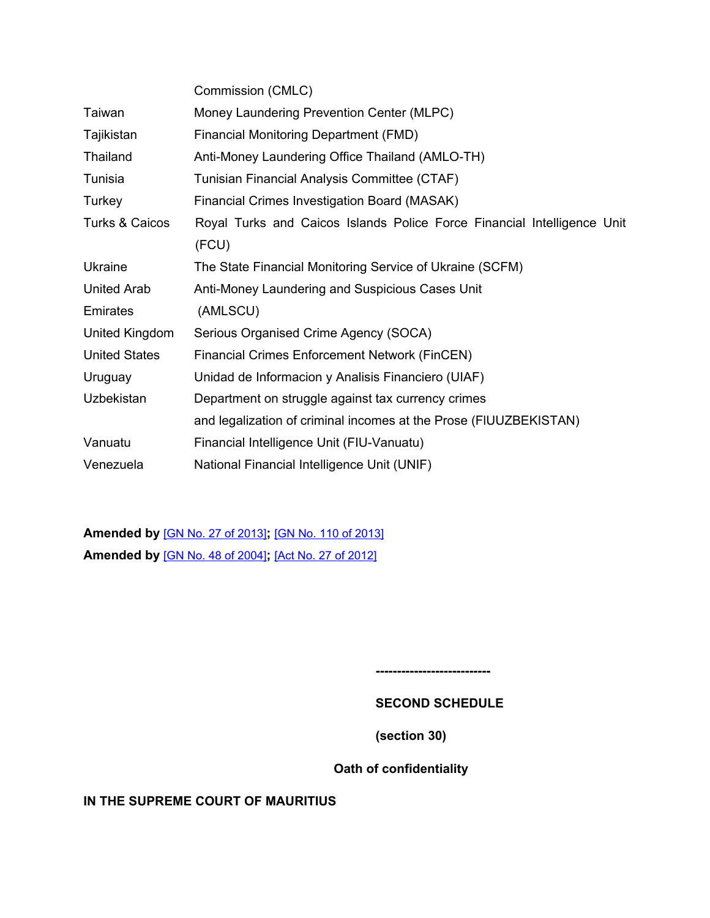| | |
|---|---|
| | Commission (CMLC) |
| Taiwan | Money Laundering Prevention Center (MLPC) |
| Tajikistan | Financial Monitoring Department (FMD) |
| Thailand | Anti-Money Laundering Office Thailand (AMLO-TH) |
| Tunisia | Tunisian Financial Analysis Committee (CTAF) |
| Turkey | Financial Crimes Investigation Board (MASAK) |
| Turks & Caicos | Royal Turks and Caicos Islands Police Force Financial Intelligence Unit (FCU) |
| Ukraine | The State Financial Monitoring Service of Ukraine (SCFM) |
| United Arab Emirates | Anti-Money Laundering and Suspicious Cases Unit (AMLSCU) |
| United Kingdom | Serious Organised Crime Agency (SOCA) |
| United States | Financial Crimes Enforcement Network (FinCEN) |
| Uruguay | Unidad de Informacion y Analisis Financiero (UIAF) |
| Uzbekistan | Department on struggle against tax currency crimes and legalization of criminal incomes at the Prose (FIUUZBEKISTAN) |
| Vanuatu | Financial Intelligence Unit (FIU-Vanuatu) |
| Venezuela | National Financial Intelligence Unit (UNIF) |

**Amended by** [GN No. 27 of 2013]**;** [GN No. 110 of 2013]
**Amended by** [GN No. 48 of 2004]**;** [Act No. 27 of 2012]

---------------------------

**SECOND SCHEDULE**

**(section 30)**

**Oath of confidentiality**

**IN THE SUPREME COURT OF MAURITIUS**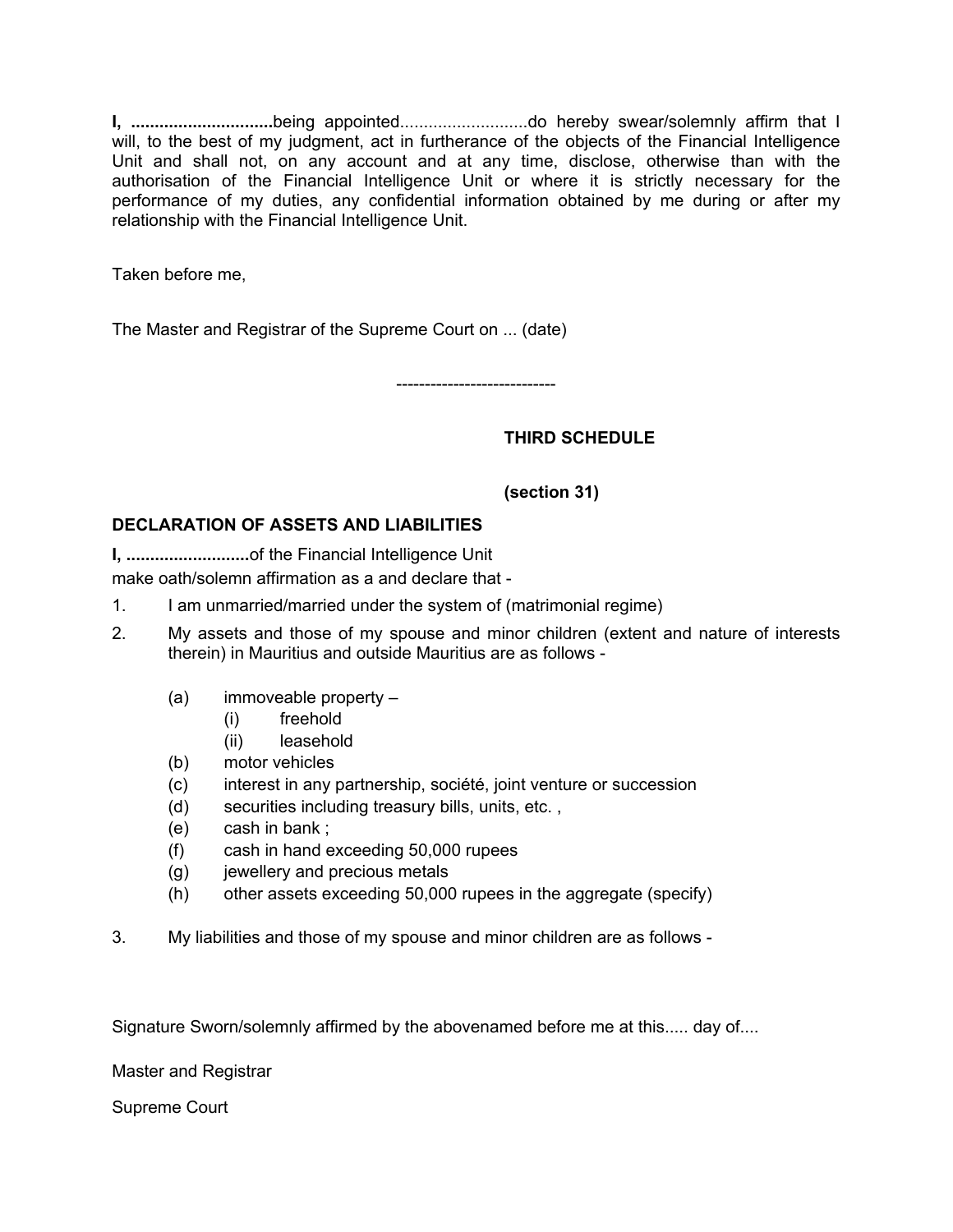**I, ..............................**being appointed...........................do hereby swear/solemnly affirm that I will, to the best of my judgment, act in furtherance of the objects of the Financial Intelligence Unit and shall not, on any account and at any time, disclose, otherwise than with the authorisation of the Financial Intelligence Unit or where it is strictly necessary for the performance of my duties, any confidential information obtained by me during or after my relationship with the Financial Intelligence Unit.

Taken before me,

The Master and Registrar of the Supreme Court on ... (date)

---------------------------

## THIRD SCHEDULE

**(section 31)**

**DECLARATION OF ASSETS AND LIABILITIES**

**I, ..........................**of the Financial Intelligence Unit

make oath/solemn affirmation as a and declare that -

1. I am unmarried/married under the system of (matrimonial regime)
2. My assets and those of my spouse and minor children (extent and nature of interests therein) in Mauritius and outside Mauritius are as follows -
   - (a) immoveable property –
     - (i) freehold
     - (ii) leasehold
   - (b) motor vehicles
   - (c) interest in any partnership, société, joint venture or succession
   - (d) securities including treasury bills, units, etc. ,
   - (e) cash in bank ;
   - (f) cash in hand exceeding 50,000 rupees
   - (g) jewellery and precious metals
   - (h) other assets exceeding 50,000 rupees in the aggregate (specify)
3. My liabilities and those of my spouse and minor children are as follows -

Signature Sworn/solemnly affirmed by the abovenamed before me at this..... day of....

Master and Registrar

Supreme Court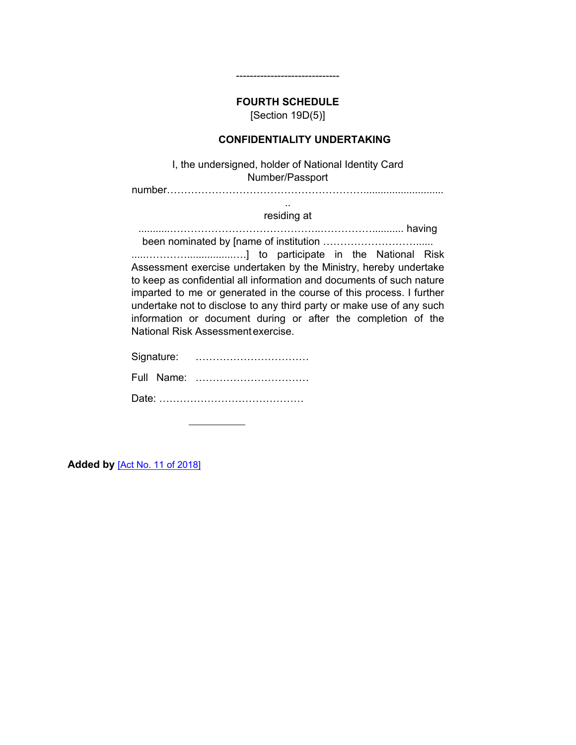-----------------------------

**FOURTH SCHEDULE**
[Section 19D(5)]

**CONFIDENTIALITY UNDERTAKING**

I, the undersigned, holder of National Identity Card Number/Passport number…………………………………………………….............................. .. residing at ...........……………………………………..………………........... having been nominated by [name of institution ………………………….......

.....…………….................….] to participate in the National Risk Assessment exercise undertaken by the Ministry, hereby undertake to keep as confidential all information and documents of such nature imparted to me or generated in the course of this process. I further undertake not to disclose to any third party or make use of any such information or document during or after the completion of the National Risk Assessment exercise.

Signature: ……………………………

Full Name: ……………………………

Date: ……………………………………

---

**Added by** [Act No. 11 of 2018]